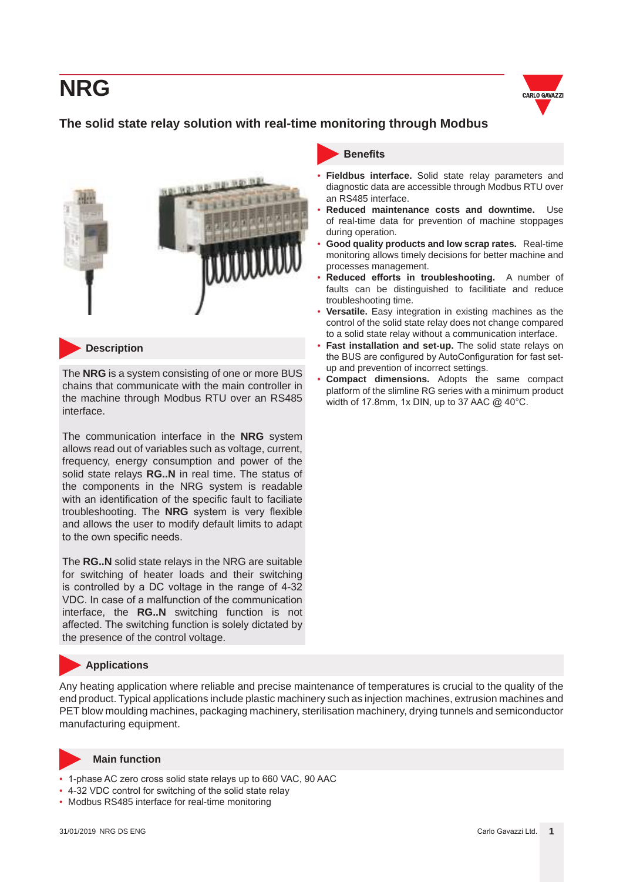# NRG

## The solid state relay solution with real-time monitoring through Modbus

### Description

The **NRG** is a system consisting of one or more BUS chains that communicate with the main controller in the machine through Modbus RTU over an RS485 interface.

The communication interface in the **NRG** system allows read out of variables such as voltage, current, frequency, energy consumption and power of the solid state relays **RG..N** in real time. The status of the components in the NRG system is readable with an identification of the specific fault to faciliate troubleshooting. The **NRG** system is very flexible and allows the user to modify default limits to adapt to the own specific needs.

The **RG..N** solid state relays in the NRG are suitable for switching of heater loads and their switching is controlled by a DC voltage in the range of 4-32 VDC. In case of a malfunction of the communication interface, the **RG..N** switching function is not affected. The switching function is solely dictated by the presence of the control voltage.

### Benefits

- **Fieldbus interface.** Solid state relay parameters and diagnostic data are accessible through Modbus RTU over an RS485 interface.
- **Reduced maintenance costs and downtime.** Use of real-time data for prevention of machine stoppages during operation.
- **Good quality products and low scrap rates.** Real-time monitoring allows timely decisions for better machine and processes management.
- **Reduced efforts in troubleshooting.** A number of faults can be distinguished to facilitiate and reduce troubleshooting time.
- **Versatile.** Easy integration in existing machines as the control of the solid state relay does not change compared to a solid state relay without a communication interface.
- **Fast installation and set-up.** The solid state relays on the BUS are configured by AutoConfiguration for fast set-up and prevention of incorrect settings.
- **Compact dimensions.** Adopts the same compact platform of the slimline RG series with a minimum product width of 17.8mm, 1x DIN, up to 37 AAC @ 40°C.

### Applications

Any heating application where reliable and precise maintenance of temperatures is crucial to the quality of the end product. Typical applications include plastic machinery such as injection machines, extrusion machines and PET blow moulding machines, packaging machinery, sterilisation machinery, drying tunnels and semiconductor manufacturing equipment.

### Main function

- 1-phase AC zero cross solid state relays up to 660 VAC, 90 AAC
- 4-32 VDC control for switching of the solid state relay
- Modbus RS485 interface for real-time monitoring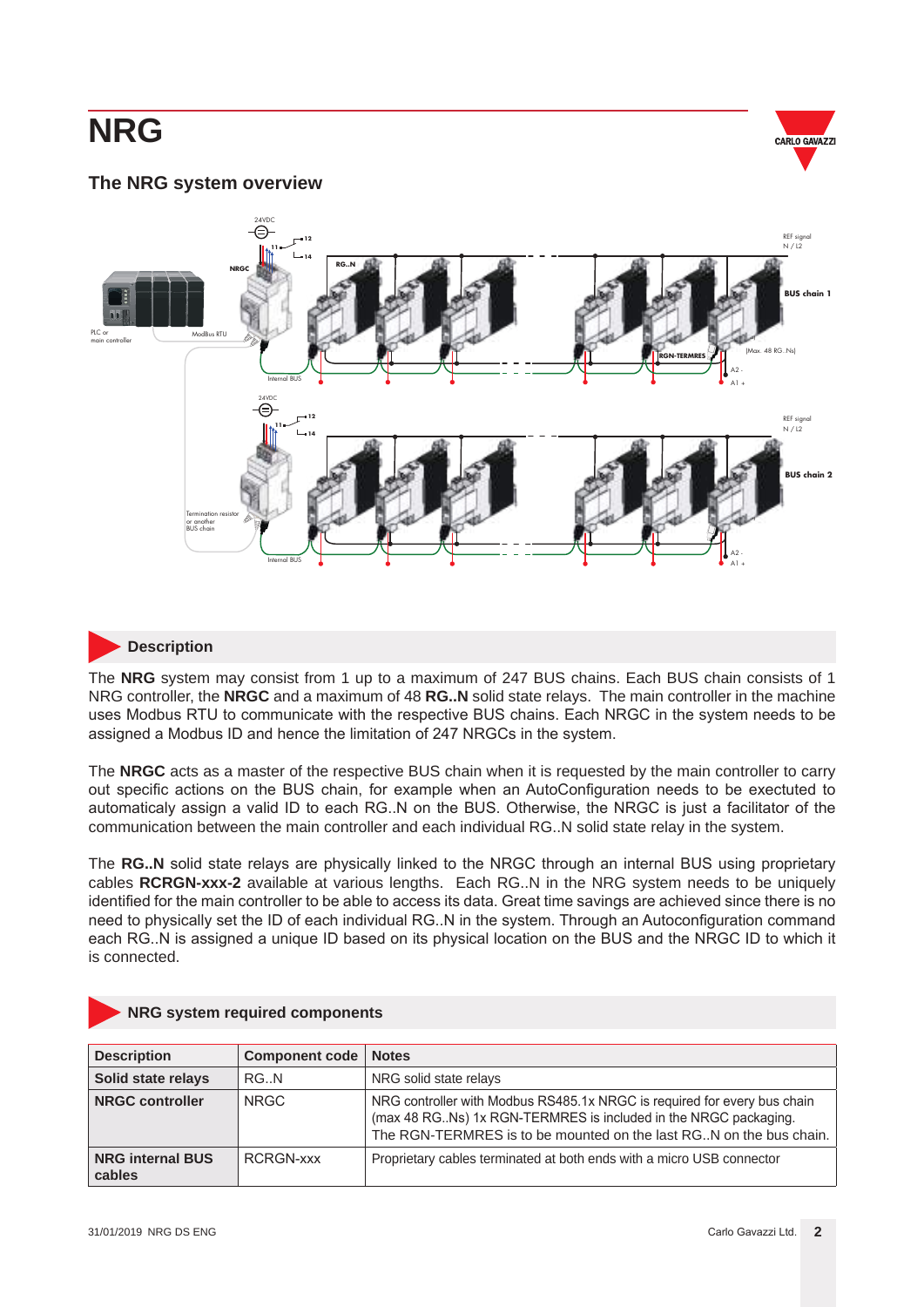# NRG

## The NRG system overview

### Description

The **NRG** system may consist from 1 up to a maximum of 247 BUS chains. Each BUS chain consists of 1 NRG controller, the **NRGC** and a maximum of 48 **RG..N** solid state relays. The main controller in the machine uses Modbus RTU to communicate with the respective BUS chains. Each NRGC in the system needs to be assigned a Modbus ID and hence the limitation of 247 NRGCs in the system.

The **NRGC** acts as a master of the respective BUS chain when it is requested by the main controller to carry out specific actions on the BUS chain, for example when an AutoConfiguration needs to be exectuted to automaticaly assign a valid ID to each RG..N on the BUS. Otherwise, the NRGC is just a facilitator of the communication between the main controller and each individual RG..N solid state relay in the system.

The **RG..N** solid state relays are physically linked to the NRGC through an internal BUS using proprietary cables **RCRGN-xxx-2** available at various lengths. Each RG..N in the NRG system needs to be uniquely identified for the main controller to be able to access its data. Great time savings are achieved since there is no need to physically set the ID of each individual RG..N in the system. Through an Autoconfiguration command each RG..N is assigned a unique ID based on its physical location on the BUS and the NRGC ID to which it is connected.

### NRG system required components

| Description | Component code | Notes |
|---|---|---|
| **Solid state relays** | RG..N | NRG solid state relays |
| **NRGC controller** | NRGC | NRG controller with Modbus RS485.1x NRGC is required for every bus chain (max 48 RG..Ns) 1x RGN-TERMRES is included in the NRGC packaging. The RGN-TERMRES is to be mounted on the last RG..N on the bus chain. |
| **NRG internal BUS cables** | RCRGN-xxx | Proprietary cables terminated at both ends with a micro USB connector |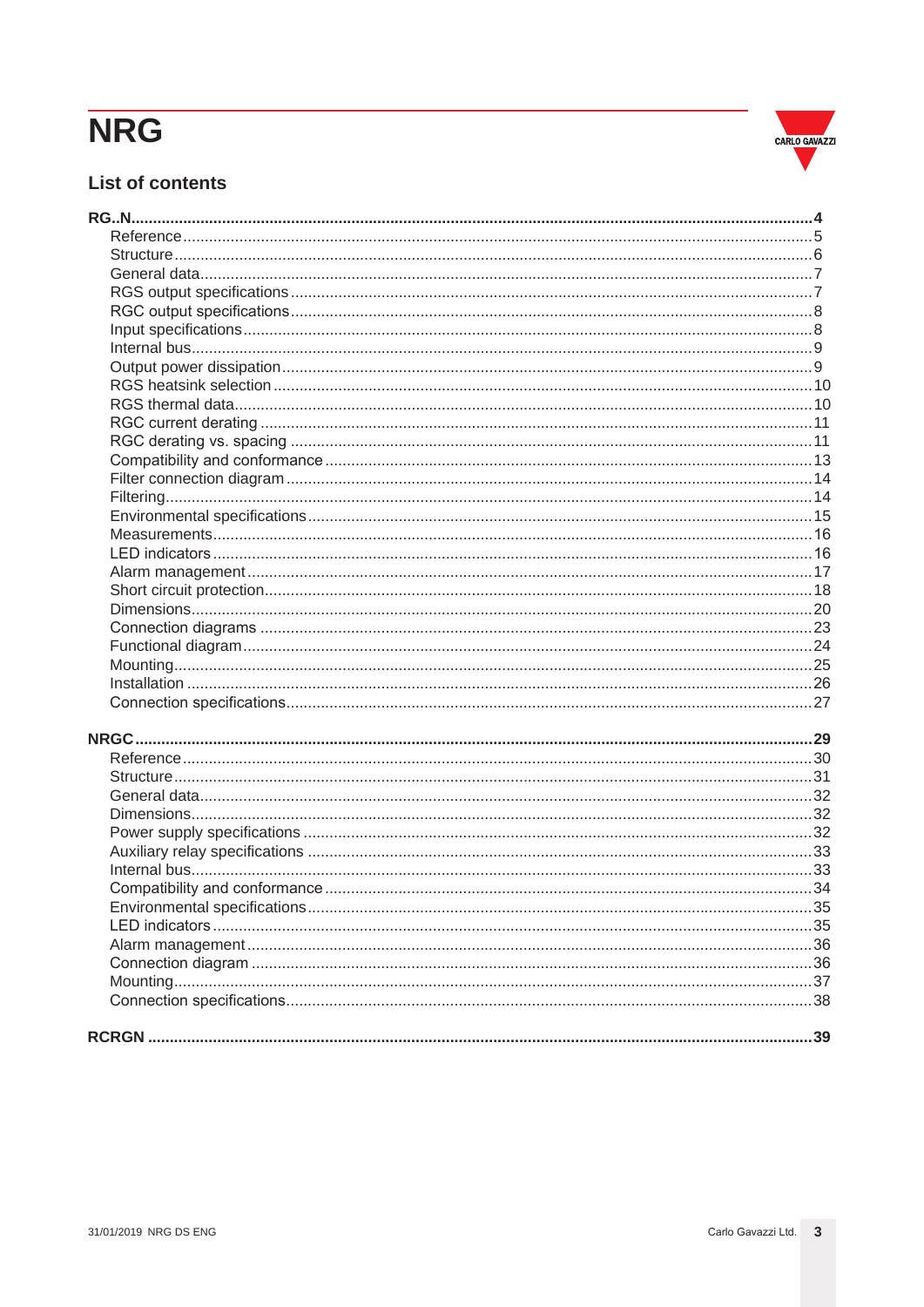# NRG

## List of contents

**RG..N......................................................................................................................4**

- Reference.......................................................................................................5
- Structure........................................................................................................6
- General data...................................................................................................7
- RGS output specifications..............................................................................7
- RGC output specifications..............................................................................8
- Input specifications.........................................................................................8
- Internal bus.....................................................................................................9
- Output power dissipation................................................................................9
- RGS heatsink selection..................................................................................10
- RGS thermal data..........................................................................................10
- RGC current derating ....................................................................................11
- RGC derating vs. spacing ..............................................................................11
- Compatibility and conformance .....................................................................13
- Filter connection diagram..............................................................................14
- Filtering.........................................................................................................14
- Environmental specifications.........................................................................15
- Measurements...............................................................................................16
- LED indicators...............................................................................................16
- Alarm management.......................................................................................17
- Short circuit protection...................................................................................18
- Dimensions....................................................................................................20
- Connection diagrams ....................................................................................23
- Functional diagram........................................................................................24
- Mounting.......................................................................................................25
- Installation ....................................................................................................26
- Connection specifications..............................................................................27

**NRGC......................................................................................................................29**

- Reference.......................................................................................................30
- Structure........................................................................................................31
- General data...................................................................................................32
- Dimensions....................................................................................................32
- Power supply specifications ..........................................................................32
- Auxiliary relay specifications .........................................................................33
- Internal bus....................................................................................................33
- Compatibility and conformance .....................................................................34
- Environmental specifications.........................................................................35
- LED indicators...............................................................................................35
- Alarm management.......................................................................................36
- Connection diagram ......................................................................................36
- Mounting.......................................................................................................37
- Connection specifications..............................................................................38

**RCRGN ....................................................................................................................39**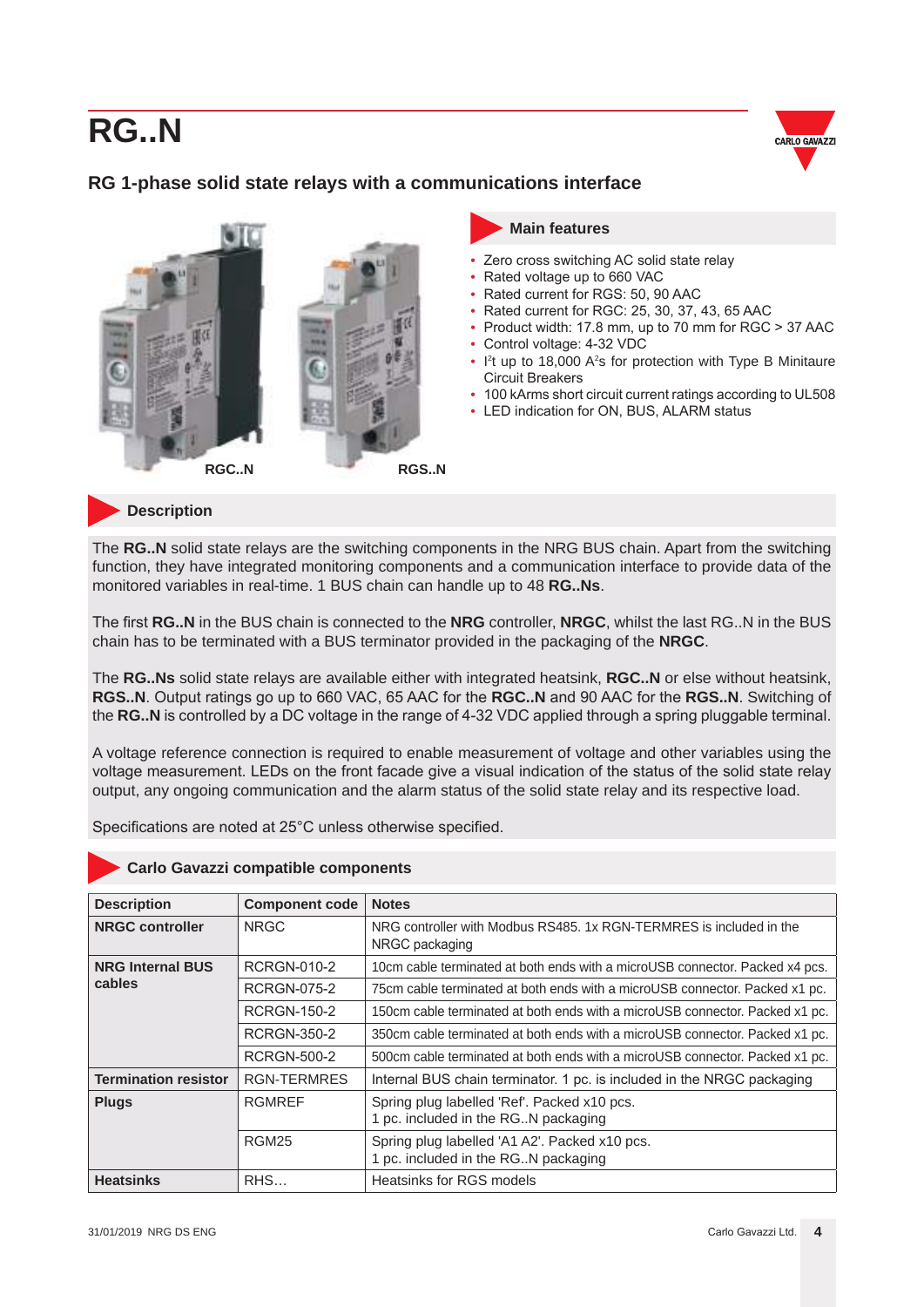# RG..N

## RG 1-phase solid state relays with a communications interface

RGC..N RGS..N

### Main features

- Zero cross switching AC solid state relay
- Rated voltage up to 660 VAC
- Rated current for RGS: 50, 90 AAC
- Rated current for RGC: 25, 30, 37, 43, 65 AAC
- Product width: 17.8 mm, up to 70 mm for RGC > 37 AAC
- Control voltage: 4-32 VDC
- $I^2t$ up to 18,000 $A^2s$ for protection with Type B Minitaure Circuit Breakers
- 100 kArms short circuit current ratings according to UL508
- LED indication for ON, BUS, ALARM status

### Description

The **RG..N** solid state relays are the switching components in the NRG BUS chain. Apart from the switching function, they have integrated monitoring components and a communication interface to provide data of the monitored variables in real-time. 1 BUS chain can handle up to 48 **RG..Ns**.

The first **RG..N** in the BUS chain is connected to the **NRG** controller, **NRGC**, whilst the last RG..N in the BUS chain has to be terminated with a BUS terminator provided in the packaging of the **NRGC**.

The **RG..Ns** solid state relays are available either with integrated heatsink, **RGC..N** or else without heatsink, **RGS..N**. Output ratings go up to 660 VAC, 65 AAC for the **RGC..N** and 90 AAC for the **RGS..N**. Switching of the **RG..N** is controlled by a DC voltage in the range of 4-32 VDC applied through a spring pluggable terminal.

A voltage reference connection is required to enable measurement of voltage and other variables using the voltage measurement. LEDs on the front facade give a visual indication of the status of the solid state relay output, any ongoing communication and the alarm status of the solid state relay and its respective load.

Specifications are noted at 25°C unless otherwise specified.

### Carlo Gavazzi compatible components

| Description | Component code | Notes |
|---|---|---|
| **NRGC controller** | NRGC | NRG controller with Modbus RS485. 1x RGN-TERMRES is included in the NRGC packaging |
| **NRG Internal BUS cables** | RCRGN-010-2 | 10cm cable terminated at both ends with a microUSB connector. Packed x4 pcs. |
| | RCRGN-075-2 | 75cm cable terminated at both ends with a microUSB connector. Packed x1 pc. |
| | RCRGN-150-2 | 150cm cable terminated at both ends with a microUSB connector. Packed x1 pc. |
| | RCRGN-350-2 | 350cm cable terminated at both ends with a microUSB connector. Packed x1 pc. |
| | RCRGN-500-2 | 500cm cable terminated at both ends with a microUSB connector. Packed x1 pc. |
| **Termination resistor** | RGN-TERMRES | Internal BUS chain terminator. 1 pc. is included in the NRGC packaging |
| **Plugs** | RGMREF | Spring plug labelled 'Ref'. Packed x10 pcs. 1 pc. included in the RG..N packaging |
| | RGM25 | Spring plug labelled 'A1 A2'. Packed x10 pcs. 1 pc. included in the RG..N packaging |
| **Heatsinks** | RHS… | Heatsinks for RGS models |

31/01/2019 NRG DS ENG Carlo Gavazzi Ltd.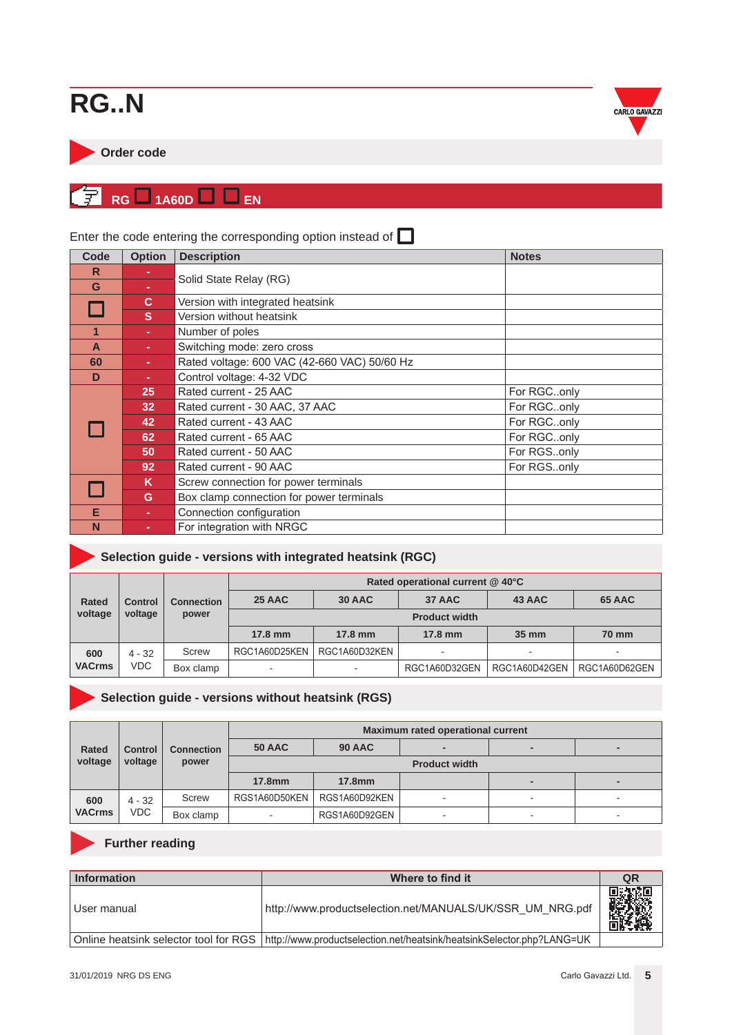# RG..N

## Order code

**RG ☐ 1A60D ☐ ☐ EN**

Enter the code entering the corresponding option instead of ☐

| Code | Option | Description | Notes |
|---|---|---|---|
| R | - | Solid State Relay (RG) | |
| G | - | | |
| ☐ | C | Version with integrated heatsink | |
| | S | Version without heatsink | |
| 1 | - | Number of poles | |
| A | - | Switching mode: zero cross | |
| 60 | - | Rated voltage: 600 VAC (42-660 VAC) 50/60 Hz | |
| D | - | Control voltage: 4-32 VDC | |
| ☐ | 25 | Rated current - 25 AAC | For RGC..only |
| | 32 | Rated current - 30 AAC, 37 AAC | For RGC..only |
| | 42 | Rated current - 43 AAC | For RGC..only |
| | 62 | Rated current - 65 AAC | For RGC..only |
| | 50 | Rated current - 50 AAC | For RGS..only |
| | 92 | Rated current - 90 AAC | For RGS..only |
| ☐ | K | Screw connection for power terminals | |
| | G | Box clamp connection for power terminals | |
| E | - | Connection configuration | |
| N | - | For integration with NRGC | |

## Selection guide - versions with integrated heatsink (RGC)

| Rated voltage | Control voltage | Connection power | Rated operational current @ 40°C | | | | |
|---|---|---|---|---|---|---|---|
| | | | 25 AAC | 30 AAC | 37 AAC | 43 AAC | 65 AAC |
| | | | Product width | | | | |
| | | | 17.8 mm | 17.8 mm | 17.8 mm | 35 mm | 70 mm |
| 600 VACrms | 4 - 32 VDC | Screw | RGC1A60D25KEN | RGC1A60D32KEN | - | - | - |
| | | Box clamp | - | - | RGC1A60D32GEN | RGC1A60D42GEN | RGC1A60D62GEN |

## Selection guide - versions without heatsink (RGS)

| Rated voltage | Control voltage | Connection power | Maximum rated operational current | | | | |
|---|---|---|---|---|---|---|---|
| | | | 50 AAC | 90 AAC | - | - | - |
| | | | Product width | | | | |
| | | | 17.8mm | 17.8mm | | - | - |
| 600 VACrms | 4 - 32 VDC | Screw | RGS1A60D50KEN | RGS1A60D92KEN | - | - | - |
| | | Box clamp | - | RGS1A60D92GEN | - | - | - |

## Further reading

| Information | Where to find it | QR |
|---|---|---|
| User manual | http://www.productselection.net/MANUALS/UK/SSR_UM_NRG.pdf | |
| Online heatsink selector tool for RGS | http://www.productselection.net/heatsink/heatsinkSelector.php?LANG=UK | |

31/01/2019 NRG DS ENG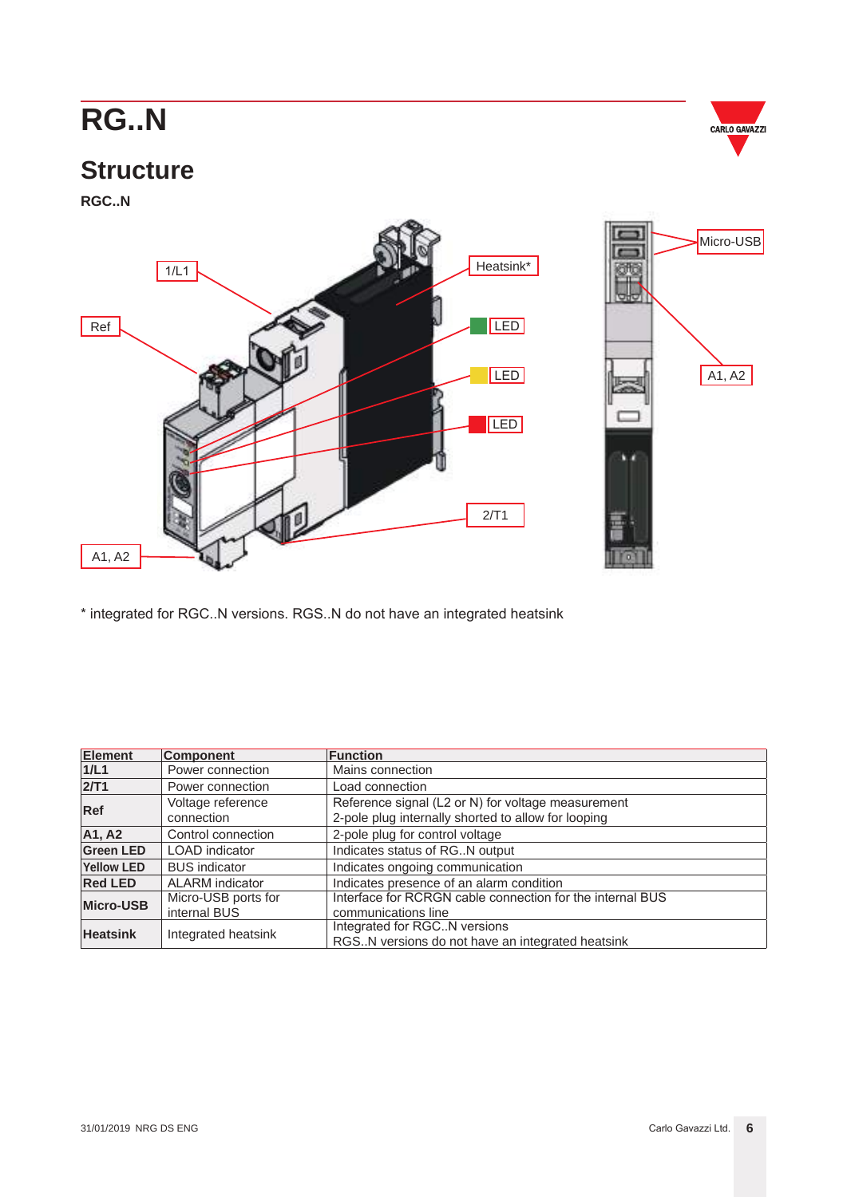# RG..N

## Structure

**RGC..N**

1/L1

Ref

A1, A2

Heatsink*

LED

LED

LED

2/T1

Micro-USB

A1, A2

* integrated for RGC..N versions. RGS..N do not have an integrated heatsink

| Element | Component | Function |
|---|---|---|
| **1/L1** | Power connection | Mains connection |
| **2/T1** | Power connection | Load connection |
| **Ref** | Voltage reference connection | Reference signal (L2 or N) for voltage measurement<br>2-pole plug internally shorted to allow for looping |
| **A1, A2** | Control connection | 2-pole plug for control voltage |
| **Green LED** | LOAD indicator | Indicates status of RG..N output |
| **Yellow LED** | BUS indicator | Indicates ongoing communication |
| **Red LED** | ALARM indicator | Indicates presence of an alarm condition |
| **Micro-USB** | Micro-USB ports for internal BUS | Interface for RCRGN cable connection for the internal BUS communications line |
| **Heatsink** | Integrated heatsink | Integrated for RGC..N versions<br>RGS..N versions do not have an integrated heatsink |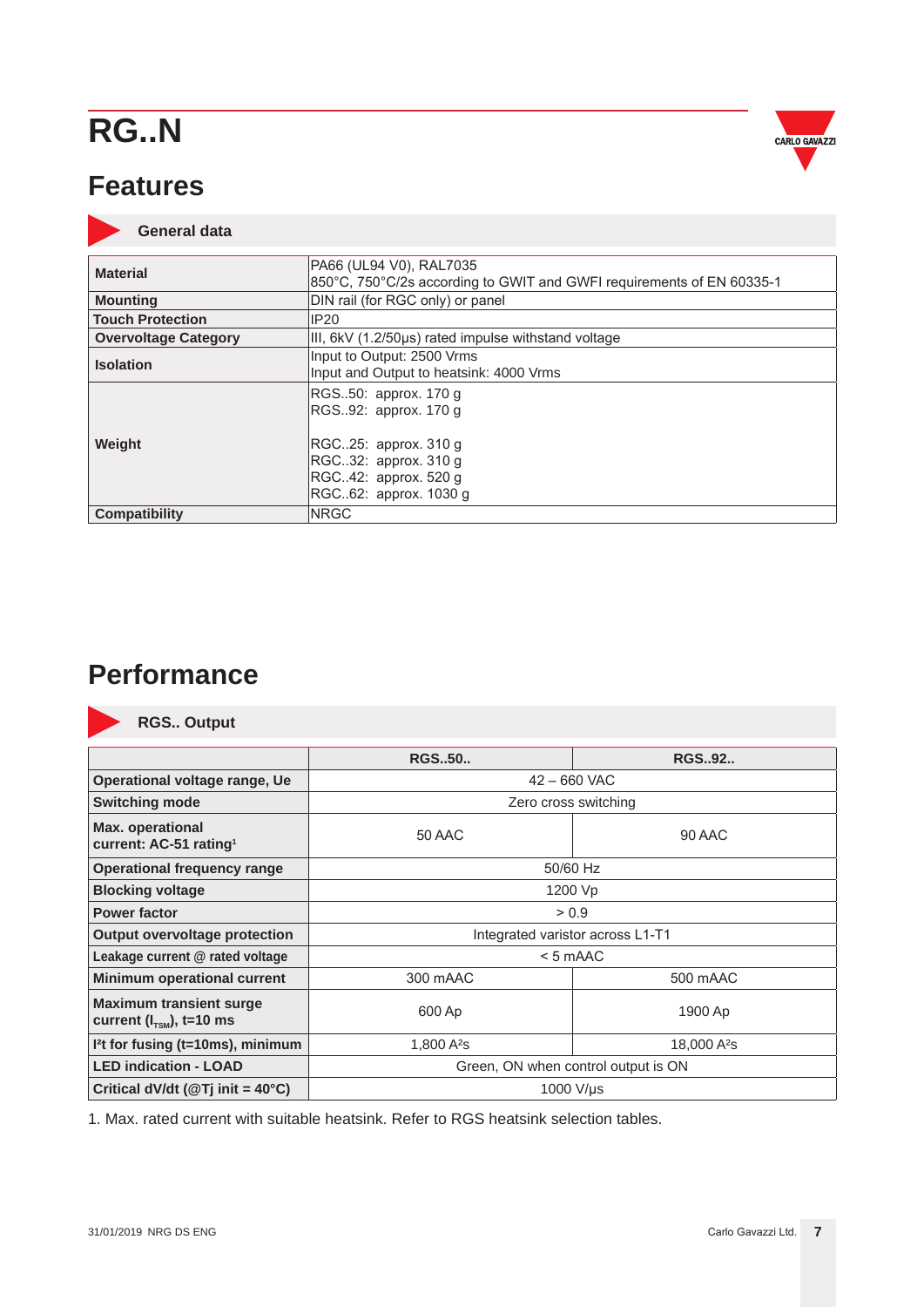# RG..N

## Features

### General data

| | |
|---|---|
| **Material** | PA66 (UL94 V0), RAL7035<br>850°C, 750°C/2s according to GWIT and GWFI requirements of EN 60335-1 |
| **Mounting** | DIN rail (for RGC only) or panel |
| **Touch Protection** | IP20 |
| **Overvoltage Category** | III, 6kV (1.2/50µs) rated impulse withstand voltage |
| **Isolation** | Input to Output: 2500 Vrms<br>Input and Output to heatsink: 4000 Vrms |
| **Weight** | RGS..50: approx. 170 g<br>RGS..92: approx. 170 g<br><br>RGC..25: approx. 310 g<br>RGC..32: approx. 310 g<br>RGC..42: approx. 520 g<br>RGC..62: approx. 1030 g |
| **Compatibility** | NRGC |

## Performance

### RGS.. Output

| | RGS..50.. | RGS..92.. |
|---|---|---|
| **Operational voltage range, Ue** | 42 – 660 VAC | |
| **Switching mode** | Zero cross switching | |
| **Max. operational current: AC-51 rating**[1] | 50 AAC | 90 AAC |
| **Operational frequency range** | 50/60 Hz | |
| **Blocking voltage** | 1200 Vp | |
| **Power factor** | > 0.9 | |
| **Output overvoltage protection** | Integrated varistor across L1-T1 | |
| **Leakage current @ rated voltage** | < 5 mAAC | |
| **Minimum operational current** | 300 mAAC | 500 mAAC |
| **Maximum transient surge current ($I_{TSM}$), t=10 ms** | 600 Ap | 1900 Ap |
| **$I^2t$ for fusing (t=10ms), minimum** | 1,800 $A^2s$ | 18,000 $A^2s$ |
| **LED indication - LOAD** | Green, ON when control output is ON | |
| **Critical dV/dt (@Tj init = 40°C)** | 1000 V/µs | |

1. Max. rated current with suitable heatsink. Refer to RGS heatsink selection tables.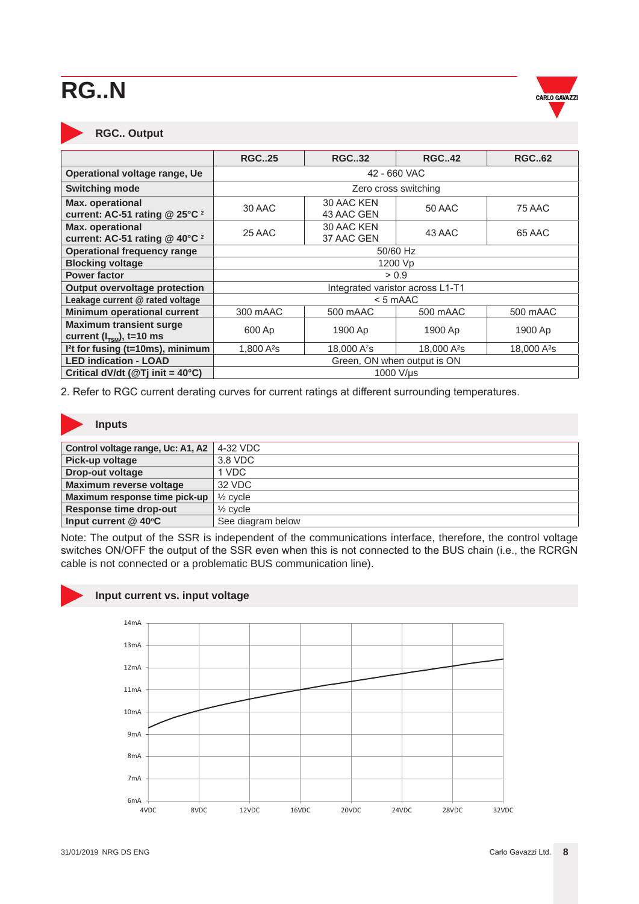# RG..N

## RGC.. Output

| | RGC..25 | RGC..32 | RGC..42 | RGC..62 |
|---|---|---|---|---|
| **Operational voltage range, Ue** | 42 - 660 VAC | | | |
| **Switching mode** | Zero cross switching | | | |
| **Max. operational current: AC-51 rating @ 25°C** [2] | 30 AAC | 30 AAC KEN<br>43 AAC GEN | 50 AAC | 75 AAC |
| **Max. operational current: AC-51 rating @ 40°C** [2] | 25 AAC | 30 AAC KEN<br>37 AAC GEN | 43 AAC | 65 AAC |
| **Operational frequency range** | 50/60 Hz | | | |
| **Blocking voltage** | 1200 Vp | | | |
| **Power factor** | > 0.9 | | | |
| **Output overvoltage protection** | Integrated varistor across L1-T1 | | | |
| **Leakage current @ rated voltage** | < 5 mAAC | | | |
| **Minimum operational current** | 300 mAAC | 500 mAAC | 500 mAAC | 500 mAAC |
| **Maximum transient surge current ($I_{TSM}$), t=10 ms** | 600 Ap | 1900 Ap | 1900 Ap | 1900 Ap |
| **$I^2t$ for fusing (t=10ms), minimum** | 1,800 $A^2s$ | 18,000 $A^2s$ | 18,000 $A^2s$ | 18,000 $A^2s$ |
| **LED indication - LOAD** | Green, ON when output is ON | | | |
| **Critical dV/dt (@Tj init = 40°C)** | 1000 V/µs | | | |

2. Refer to RGC current derating curves for current ratings at different surrounding temperatures.

## Inputs

| | |
|---|---|
| **Control voltage range, Uc: A1, A2** | 4-32 VDC |
| **Pick-up voltage** | 3.8 VDC |
| **Drop-out voltage** | 1 VDC |
| **Maximum reverse voltage** | 32 VDC |
| **Maximum response time pick-up** | ½ cycle |
| **Response time drop-out** | ½ cycle |
| **Input current @ 40°C** | See diagram below |

Note: The output of the SSR is independent of the communications interface, therefore, the control voltage switches ON/OFF the output of the SSR even when this is not connected to the BUS chain (i.e., the RCRGN cable is not connected or a problematic BUS communication line).

## Input current vs. input voltage

14mA
13mA
12mA
11mA
10mA
9mA
8mA
7mA
6mA

4VDC 8VDC 12VDC 16VDC 20VDC 24VDC 28VDC 32VDC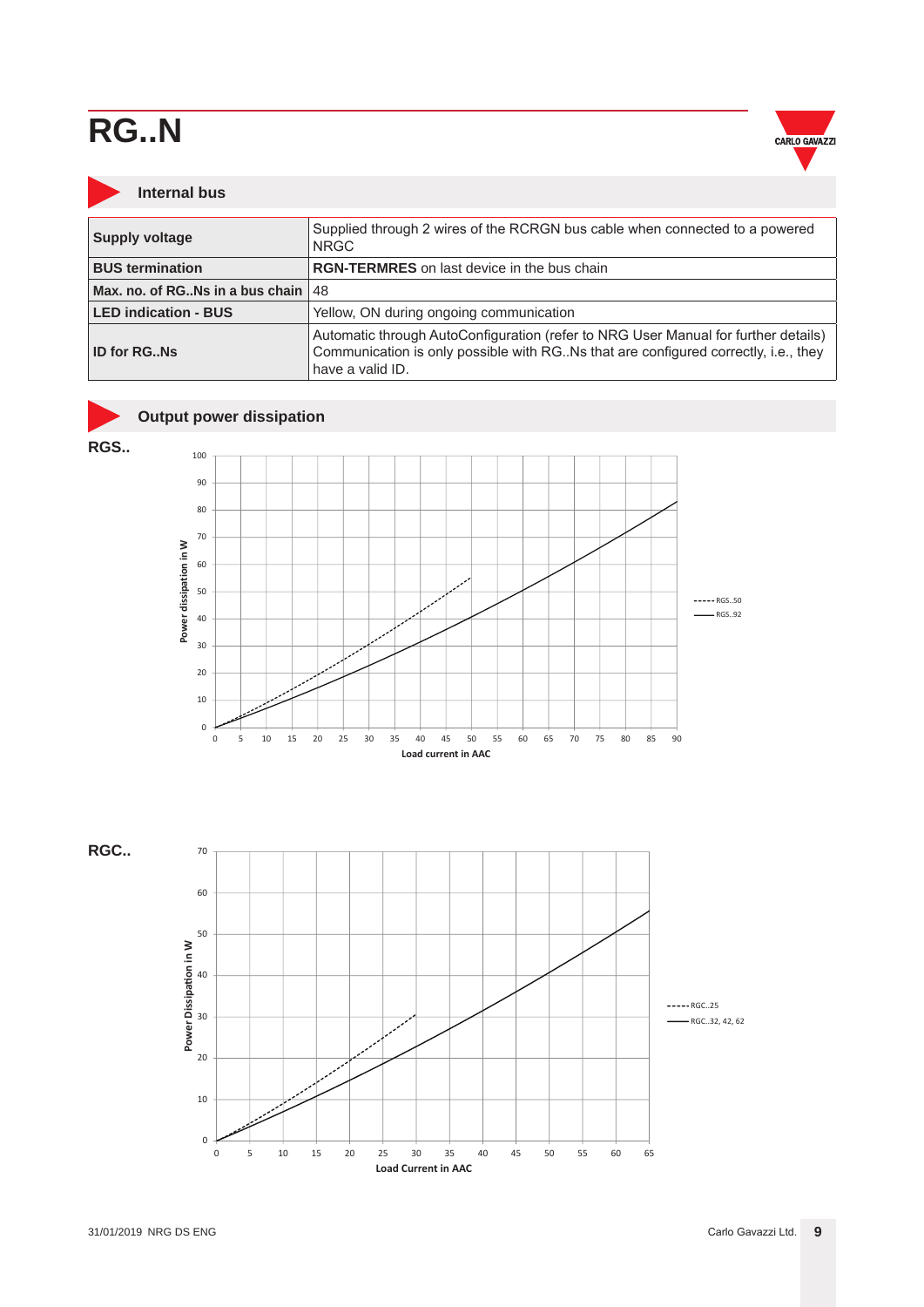# RG..N

## Internal bus

| | |
|---|---|
| **Supply voltage** | Supplied through 2 wires of the RCRGN bus cable when connected to a powered NRGC |
| **BUS termination** | **RGN-TERMRES** on last device in the bus chain |
| **Max. no. of RG..Ns in a bus chain** | 48 |
| **LED indication - BUS** | Yellow, ON during ongoing communication |
| **ID for RG..Ns** | Automatic through AutoConfiguration (refer to NRG User Manual for further details) Communication is only possible with RG..Ns that are configured correctly, i.e., they have a valid ID. |

## Output power dissipation

**RGS..**

Power dissipation in W vs. Load current in AAC

- RGS..50 (dashed)
- RGS..92 (solid)

**RGC..**

Power Dissipation in W vs. Load Current in AAC

- RGC..25 (dashed)
- RGC..32, 42, 62 (solid)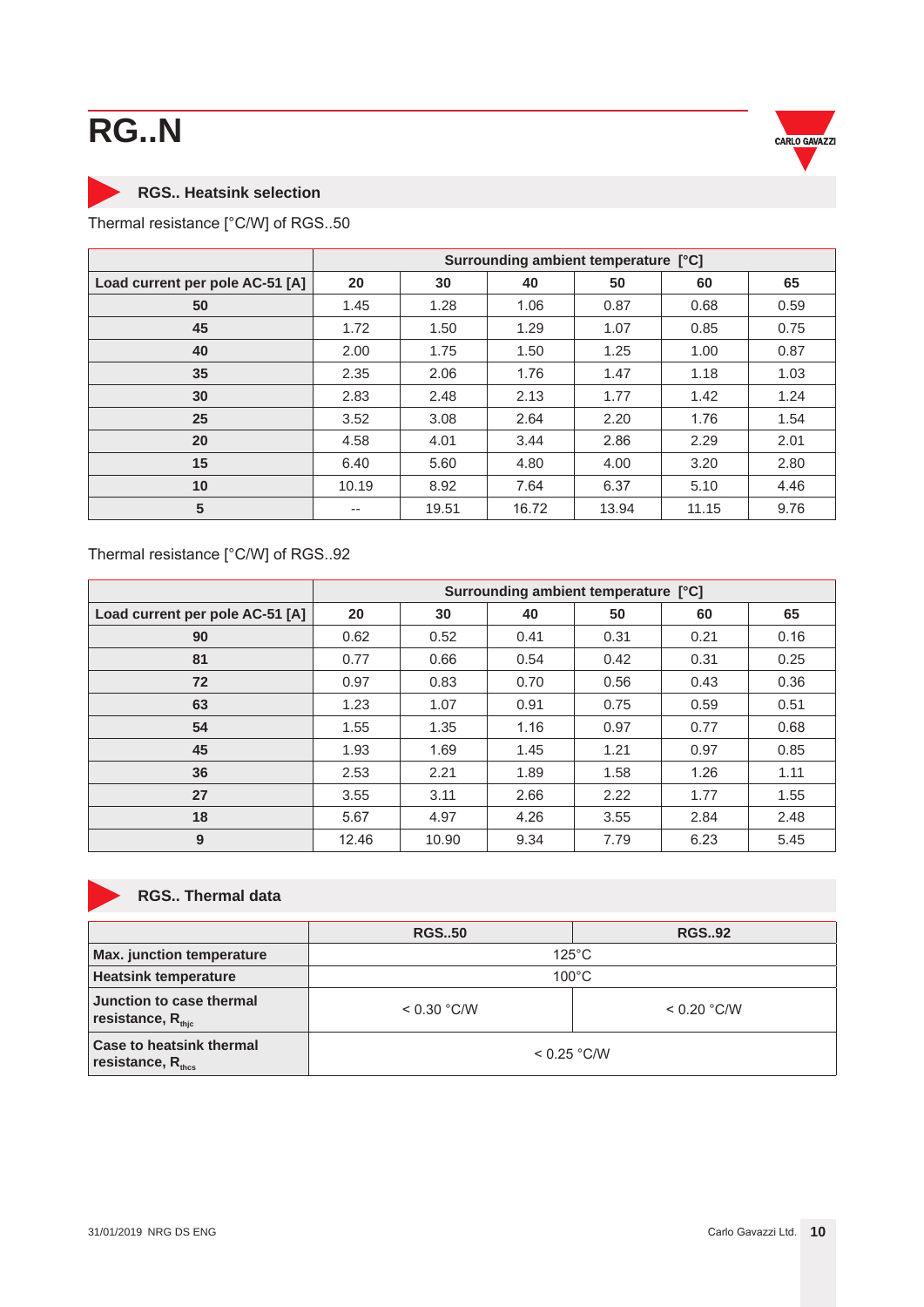# RG..N

## RGS.. Heatsink selection

Thermal resistance [°C/W] of RGS..50

| | Surrounding ambient temperature [°C] | | | | | |
|---|---|---|---|---|---|---|
| **Load current per pole AC-51 [A]** | **20** | **30** | **40** | **50** | **60** | **65** |
| **50** | 1.45 | 1.28 | 1.06 | 0.87 | 0.68 | 0.59 |
| **45** | 1.72 | 1.50 | 1.29 | 1.07 | 0.85 | 0.75 |
| **40** | 2.00 | 1.75 | 1.50 | 1.25 | 1.00 | 0.87 |
| **35** | 2.35 | 2.06 | 1.76 | 1.47 | 1.18 | 1.03 |
| **30** | 2.83 | 2.48 | 2.13 | 1.77 | 1.42 | 1.24 |
| **25** | 3.52 | 3.08 | 2.64 | 2.20 | 1.76 | 1.54 |
| **20** | 4.58 | 4.01 | 3.44 | 2.86 | 2.29 | 2.01 |
| **15** | 6.40 | 5.60 | 4.80 | 4.00 | 3.20 | 2.80 |
| **10** | 10.19 | 8.92 | 7.64 | 6.37 | 5.10 | 4.46 |
| **5** | -- | 19.51 | 16.72 | 13.94 | 11.15 | 9.76 |

Thermal resistance [°C/W] of RGS..92

| | Surrounding ambient temperature [°C] | | | | | |
|---|---|---|---|---|---|---|
| **Load current per pole AC-51 [A]** | **20** | **30** | **40** | **50** | **60** | **65** |
| **90** | 0.62 | 0.52 | 0.41 | 0.31 | 0.21 | 0.16 |
| **81** | 0.77 | 0.66 | 0.54 | 0.42 | 0.31 | 0.25 |
| **72** | 0.97 | 0.83 | 0.70 | 0.56 | 0.43 | 0.36 |
| **63** | 1.23 | 1.07 | 0.91 | 0.75 | 0.59 | 0.51 |
| **54** | 1.55 | 1.35 | 1.16 | 0.97 | 0.77 | 0.68 |
| **45** | 1.93 | 1.69 | 1.45 | 1.21 | 0.97 | 0.85 |
| **36** | 2.53 | 2.21 | 1.89 | 1.58 | 1.26 | 1.11 |
| **27** | 3.55 | 3.11 | 2.66 | 2.22 | 1.77 | 1.55 |
| **18** | 5.67 | 4.97 | 4.26 | 3.55 | 2.84 | 2.48 |
| **9** | 12.46 | 10.90 | 9.34 | 7.79 | 6.23 | 5.45 |

## RGS.. Thermal data

| | **RGS..50** | **RGS..92** |
|---|---|---|
| **Max. junction temperature** | 125°C | |
| **Heatsink temperature** | 100°C | |
| **Junction to case thermal resistance, $R_{thjc}$** | < 0.30 °C/W | < 0.20 °C/W |
| **Case to heatsink thermal resistance, $R_{thcs}$** | < 0.25 °C/W | |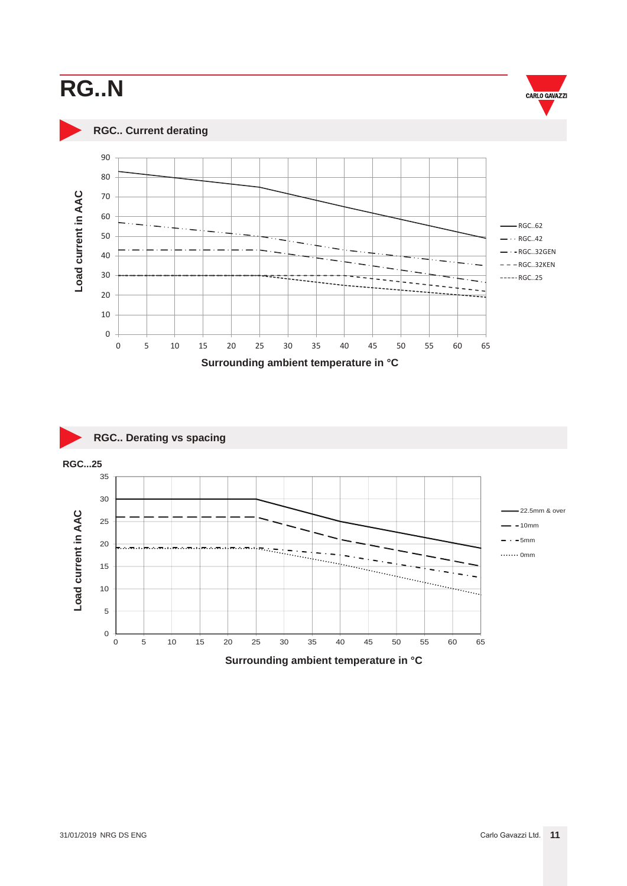# RG..N

## RGC.. Current derating

Load current in AAC

Surrounding ambient temperature in °C

- RGC..62
- RGC..42
- RGC..32GEN
- RGC..32KEN
- RGC..25

## RGC.. Derating vs spacing

**RGC...25**

Load current in AAC

Surrounding ambient temperature in °C

- 22.5mm & over
- 10mm
- 5mm
- 0mm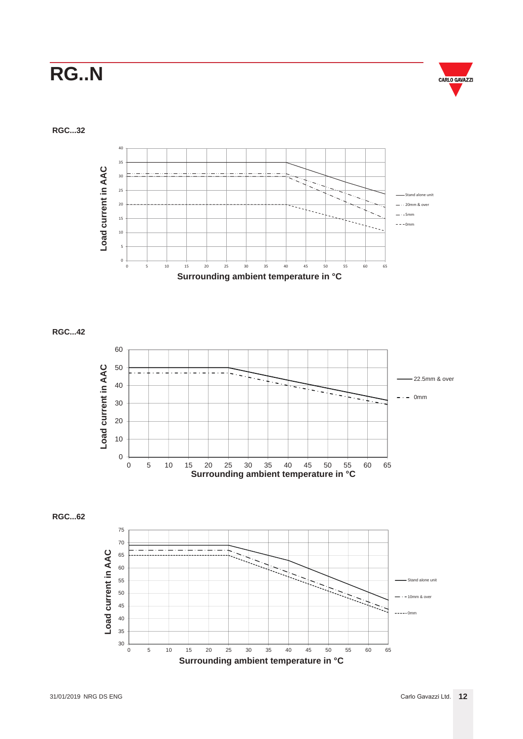# RG..N

**RGC...32**

**RGC...42**

**RGC...62**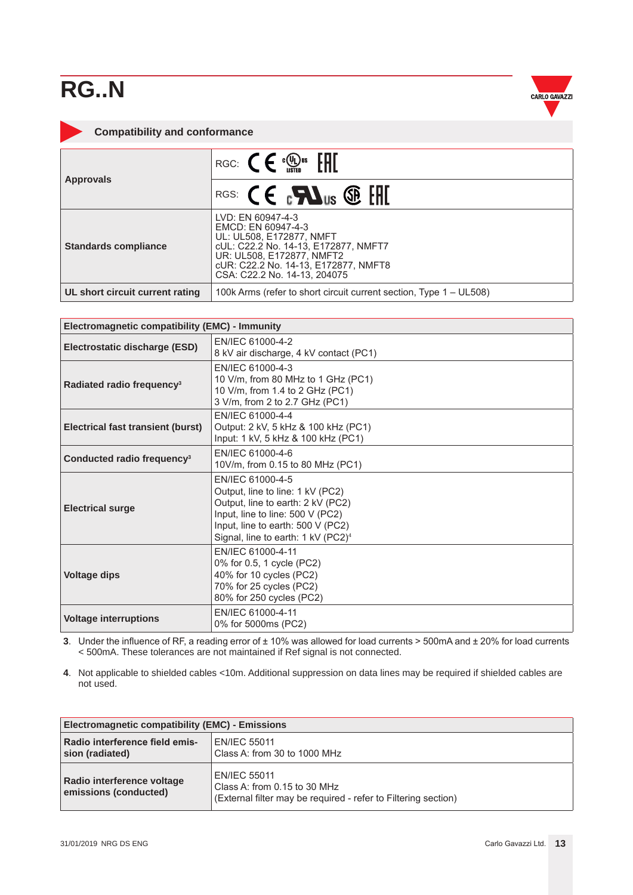# RG..N

## Compatibility and conformance

| | |
|---|---|
| **Approvals** | RGC: CE cULus LISTED EAC |
| | RGS: CE cURus CSA EAC |
| **Standards compliance** | LVD: EN 60947-4-3<br>EMCD: EN 60947-4-3<br>UL: UL508, E172877, NMFT<br>cUL: C22.2 No. 14-13, E172877, NMFT7<br>UR: UL508, E172877, NMFT2<br>cUR: C22.2 No. 14-13, E172877, NMFT8<br>CSA: C22.2 No. 14-13, 204075 |
| **UL short circuit current rating** | 100k Arms (refer to short circuit current section, Type 1 – UL508) |

| **Electromagnetic compatibility (EMC) - Immunity** | |
|---|---|
| **Electrostatic discharge (ESD)** | EN/IEC 61000-4-2<br>8 kV air discharge, 4 kV contact (PC1) |
| **Radiated radio frequency**[3] | EN/IEC 61000-4-3<br>10 V/m, from 80 MHz to 1 GHz (PC1)<br>10 V/m, from 1.4 to 2 GHz (PC1)<br>3 V/m, from 2 to 2.7 GHz (PC1) |
| **Electrical fast transient (burst)** | EN/IEC 61000-4-4<br>Output: 2 kV, 5 kHz & 100 kHz (PC1)<br>Input: 1 kV, 5 kHz & 100 kHz (PC1) |
| **Conducted radio frequency**[3] | EN/IEC 61000-4-6<br>10V/m, from 0.15 to 80 MHz (PC1) |
| **Electrical surge** | EN/IEC 61000-4-5<br>Output, line to line: 1 kV (PC2)<br>Output, line to earth: 2 kV (PC2)<br>Input, line to line: 500 V (PC2)<br>Input, line to earth: 500 V (PC2)<br>Signal, line to earth: 1 kV (PC2)[4] |
| **Voltage dips** | EN/IEC 61000-4-11<br>0% for 0.5, 1 cycle (PC2)<br>40% for 10 cycles (PC2)<br>70% for 25 cycles (PC2)<br>80% for 250 cycles (PC2) |
| **Voltage interruptions** | EN/IEC 61000-4-11<br>0% for 5000ms (PC2) |

**3**. Under the influence of RF, a reading error of ± 10% was allowed for load currents > 500mA and ± 20% for load currents < 500mA. These tolerances are not maintained if Ref signal is not connected.

**4**. Not applicable to shielded cables <10m. Additional suppression on data lines may be required if shielded cables are not used.

| **Electromagnetic compatibility (EMC) - Emissions** | |
|---|---|
| **Radio interference field emission (radiated)** | EN/IEC 55011<br>Class A: from 30 to 1000 MHz |
| **Radio interference voltage emissions (conducted)** | EN/IEC 55011<br>Class A: from 0.15 to 30 MHz<br>(External filter may be required - refer to Filtering section) |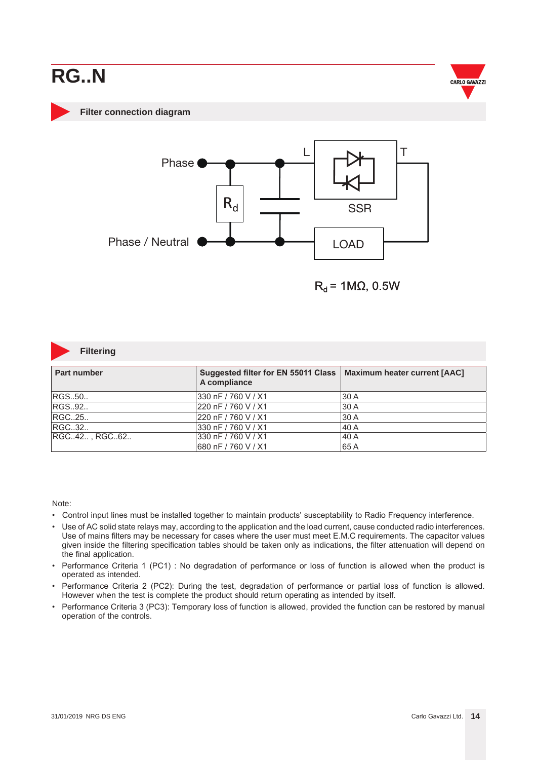# RG..N

## Filter connection diagram

Phase

L

T

$R_d$

SSR

Phase / Neutral

LOAD

$R_d$ = 1MΩ, 0.5W

## Filtering

| Part number | Suggested filter for EN 55011 Class A compliance | Maximum heater current [AAC] |
|---|---|---|
| RGS..50.. | 330 nF / 760 V / X1 | 30 A |
| RGS..92.. | 220 nF / 760 V / X1 | 30 A |
| RGC..25.. | 220 nF / 760 V / X1 | 30 A |
| RGC..32.. | 330 nF / 760 V / X1 | 40 A |
| RGC..42.. , RGC..62.. | 330 nF / 760 V / X1<br>680 nF / 760 V / X1 | 40 A<br>65 A |

Note:

- Control input lines must be installed together to maintain products' susceptability to Radio Frequency interference.
- Use of AC solid state relays may, according to the application and the load current, cause conducted radio interferences. Use of mains filters may be necessary for cases where the user must meet E.M.C requirements. The capacitor values given inside the filtering specification tables should be taken only as indications, the filter attenuation will depend on the final application.
- Performance Criteria 1 (PC1) : No degradation of performance or loss of function is allowed when the product is operated as intended.
- Performance Criteria 2 (PC2): During the test, degradation of performance or partial loss of function is allowed. However when the test is complete the product should return operating as intended by itself.
- Performance Criteria 3 (PC3): Temporary loss of function is allowed, provided the function can be restored by manual operation of the controls.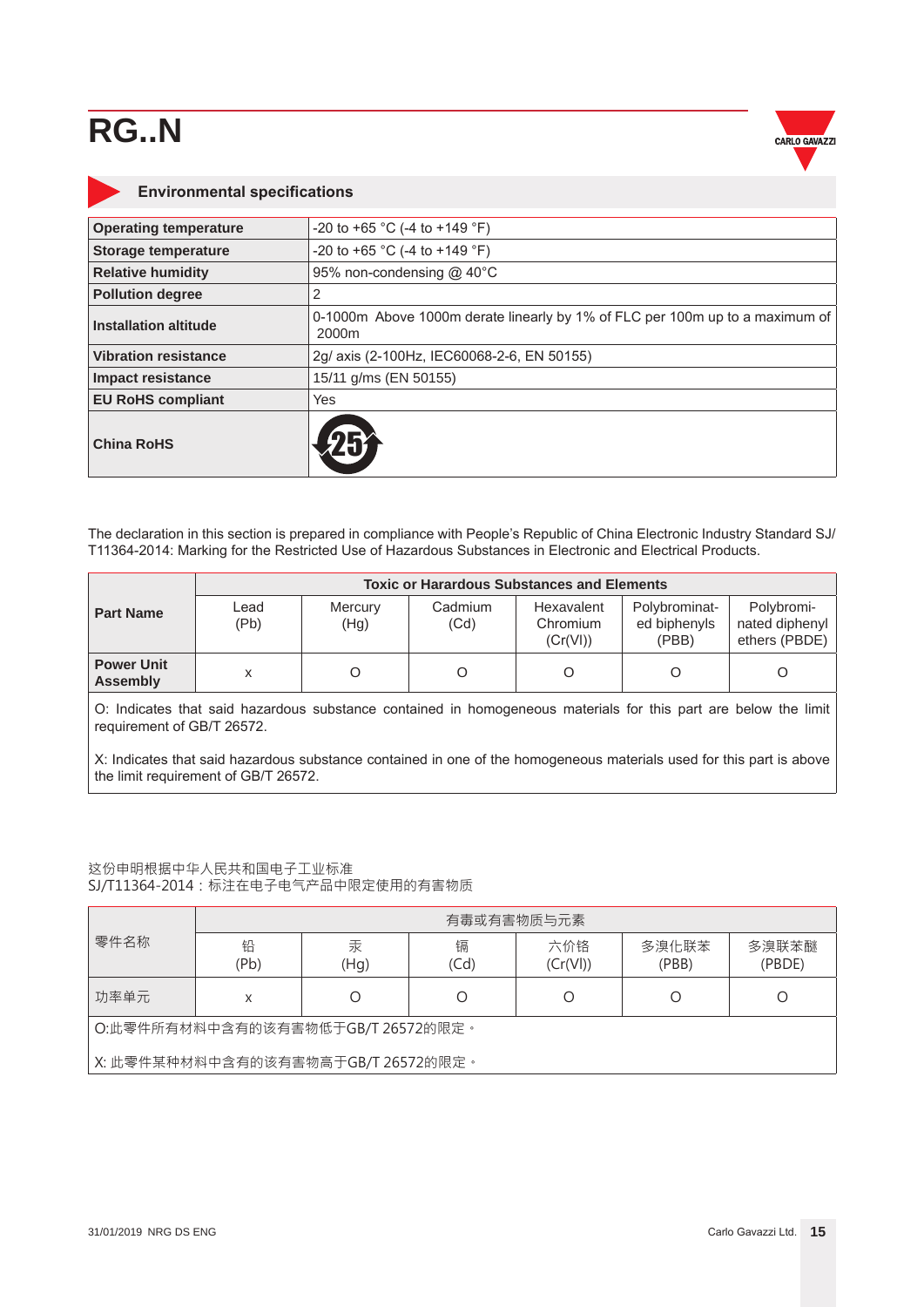# RG..N

## Environmental specifications

| | |
|---|---|
| **Operating temperature** | -20 to +65 °C (-4 to +149 °F) |
| **Storage temperature** | -20 to +65 °C (-4 to +149 °F) |
| **Relative humidity** | 95% non-condensing @ 40°C |
| **Pollution degree** | 2 |
| **Installation altitude** | 0-1000m Above 1000m derate linearly by 1% of FLC per 100m up to a maximum of 2000m |
| **Vibration resistance** | 2g/ axis (2-100Hz, IEC60068-2-6, EN 50155) |
| **Impact resistance** | 15/11 g/ms (EN 50155) |
| **EU RoHS compliant** | Yes |
| **China RoHS** | 25 |

The declaration in this section is prepared in compliance with People's Republic of China Electronic Industry Standard SJ/T11364-2014: Marking for the Restricted Use of Hazardous Substances in Electronic and Electrical Products.

| **Part Name** | **Toxic or Harardous Substances and Elements** | | | | | |
|---|---|---|---|---|---|---|
| | Lead (Pb) | Mercury (Hg) | Cadmium (Cd) | Hexavalent Chromium (Cr(VI)) | Polybrominated biphenyls (PBB) | Polybrominated diphenyl ethers (PBDE) |
| **Power Unit Assembly** | x | O | O | O | O | O |

O: Indicates that said hazardous substance contained in homogeneous materials for this part are below the limit requirement of GB/T 26572.

X: Indicates that said hazardous substance contained in one of the homogeneous materials used for this part is above the limit requirement of GB/T 26572.

这份申明根据中华人民共和国电子工业标准
SJ/T11364-2014：标注在电子电气产品中限定使用的有害物质

| 零件名称 | 有毒或有害物质与元素 | | | | | |
|---|---|---|---|---|---|---|
| | 铅 (Pb) | 汞 (Hg) | 镉 (Cd) | 六价铬 (Cr(VI)) | 多溴化联苯 (PBB) | 多溴联苯醚 (PBDE) |
| 功率单元 | x | O | O | O | O | O |

O:此零件所有材料中含有的该有害物低于GB/T 26572的限定。

X: 此零件某种材料中含有的该有害物高于GB/T 26572的限定。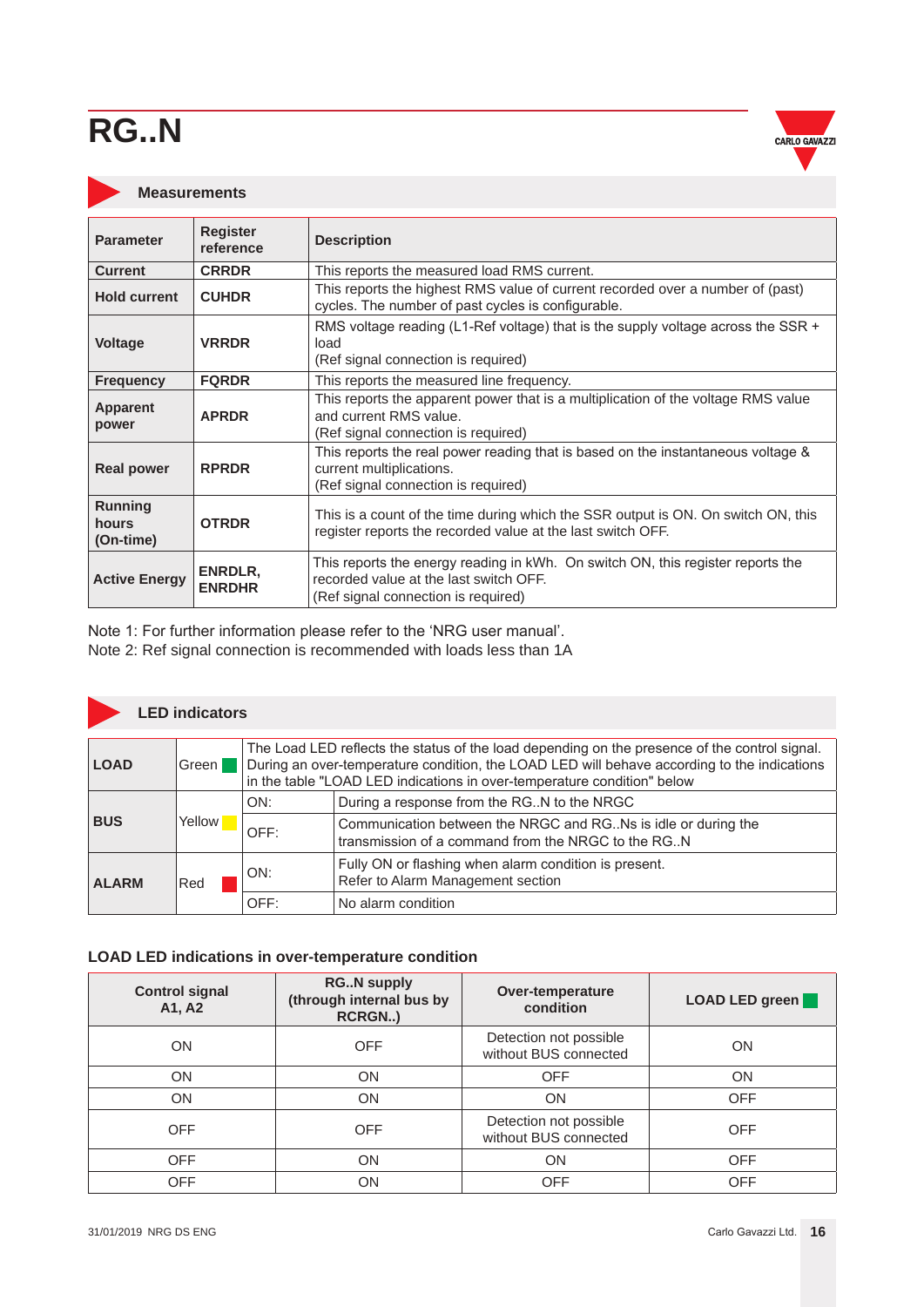# RG..N

## Measurements

| Parameter | Register reference | Description |
|---|---|---|
| **Current** | **CRRDR** | This reports the measured load RMS current. |
| **Hold current** | **CUHDR** | This reports the highest RMS value of current recorded over a number of (past) cycles. The number of past cycles is configurable. |
| **Voltage** | **VRRDR** | RMS voltage reading (L1-Ref voltage) that is the supply voltage across the SSR + load<br>(Ref signal connection is required) |
| **Frequency** | **FQRDR** | This reports the measured line frequency. |
| **Apparent power** | **APRDR** | This reports the apparent power that is a multiplication of the voltage RMS value and current RMS value.<br>(Ref signal connection is required) |
| **Real power** | **RPRDR** | This reports the real power reading that is based on the instantaneous voltage & current multiplications.<br>(Ref signal connection is required) |
| **Running hours (On-time)** | **OTRDR** | This is a count of the time during which the SSR output is ON. On switch ON, this register reports the recorded value at the last switch OFF. |
| **Active Energy** | **ENRDLR, ENRDHR** | This reports the energy reading in kWh. On switch ON, this register reports the recorded value at the last switch OFF.<br>(Ref signal connection is required) |

Note 1: For further information please refer to the ‘NRG user manual’.
Note 2: Ref signal connection is recommended with loads less than 1A

## LED indicators

| | | | |
|---|---|---|---|
| **LOAD** | Green | The Load LED reflects the status of the load depending on the presence of the control signal. During an over-temperature condition, the LOAD LED will behave according to the indications in the table "LOAD LED indications in over-temperature condition" below | |
| **BUS** | Yellow | ON: | During a response from the RG..N to the NRGC |
| | | OFF: | Communication between the NRGC and RG..Ns is idle or during the transmission of a command from the NRGC to the RG..N |
| **ALARM** | Red | ON: | Fully ON or flashing when alarm condition is present.<br>Refer to Alarm Management section |
| | | OFF: | No alarm condition |

### LOAD LED indications in over-temperature condition

| Control signal A1, A2 | RG..N supply (through internal bus by RCRGN..) | Over-temperature condition | LOAD LED green |
|---|---|---|---|
| ON | OFF | Detection not possible without BUS connected | ON |
| ON | ON | OFF | ON |
| ON | ON | ON | OFF |
| OFF | OFF | Detection not possible without BUS connected | OFF |
| OFF | ON | ON | OFF |
| OFF | ON | OFF | OFF |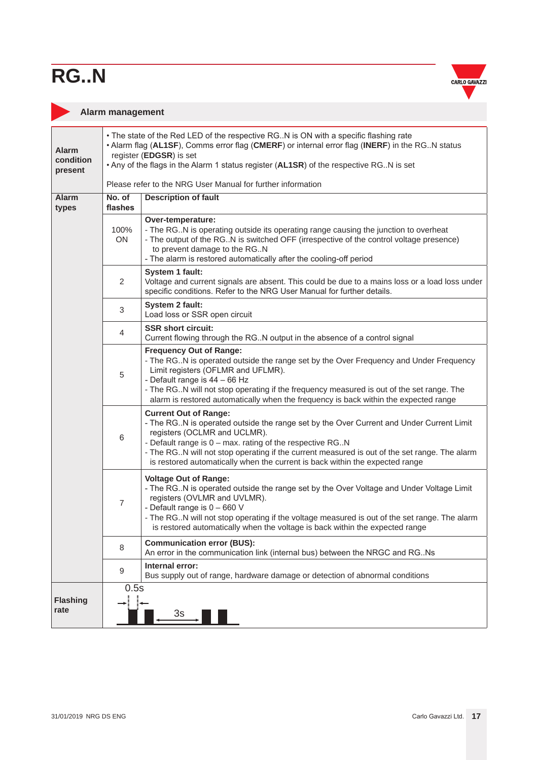# RG..N

## Alarm management

| | | |
|---|---|---|
| **Alarm condition present** | • The state of the Red LED of the respective RG..N is ON with a specific flashing rate<br>• Alarm flag (**AL1SF**), Comms error flag (**CMERF**) or internal error flag (**INERF**) in the RG..N status register (**EDGSR**) is set<br>• Any of the flags in the Alarm 1 status register (**AL1SR**) of the respective RG..N is set<br><br>Please refer to the NRG User Manual for further information | |
| **Alarm types** | **No. of flashes** | **Description of fault** |
| | 100% ON | **Over-temperature:**<br>- The RG..N is operating outside its operating range causing the junction to overheat<br>- The output of the RG..N is switched OFF (irrespective of the control voltage presence) to prevent damage to the RG..N<br>- The alarm is restored automatically after the cooling-off period |
| | 2 | **System 1 fault:**<br>Voltage and current signals are absent. This could be due to a mains loss or a load loss under specific conditions. Refer to the NRG User Manual for further details. |
| | 3 | **System 2 fault:**<br>Load loss or SSR open circuit |
| | 4 | **SSR short circuit:**<br>Current flowing through the RG..N output in the absence of a control signal |
| | 5 | **Frequency Out of Range:**<br>- The RG..N is operated outside the range set by the Over Frequency and Under Frequency Limit registers (OFLMR and UFLMR).<br>- Default range is 44 – 66 Hz<br>- The RG..N will not stop operating if the frequency measured is out of the set range. The alarm is restored automatically when the frequency is back within the expected range |
| | 6 | **Current Out of Range:**<br>- The RG..N is operated outside the range set by the Over Current and Under Current Limit registers (OCLMR and UCLMR).<br>- Default range is 0 – max. rating of the respective RG..N<br>- The RG..N will not stop operating if the current measured is out of the set range. The alarm is restored automatically when the current is back within the expected range |
| | 7 | **Voltage Out of Range:**<br>- The RG..N is operated outside the range set by the Over Voltage and Under Voltage Limit registers (OVLMR and UVLMR).<br>- Default range is 0 – 660 V<br>- The RG..N will not stop operating if the voltage measured is out of the set range. The alarm is restored automatically when the voltage is back within the expected range |
| | 8 | **Communication error (BUS):**<br>An error in the communication link (internal bus) between the NRGC and RG..Ns |
| | 9 | **Internal error:**<br>Bus supply out of range, hardware damage or detection of abnormal conditions |
| **Flashing rate** | 0.5s<br>3s | |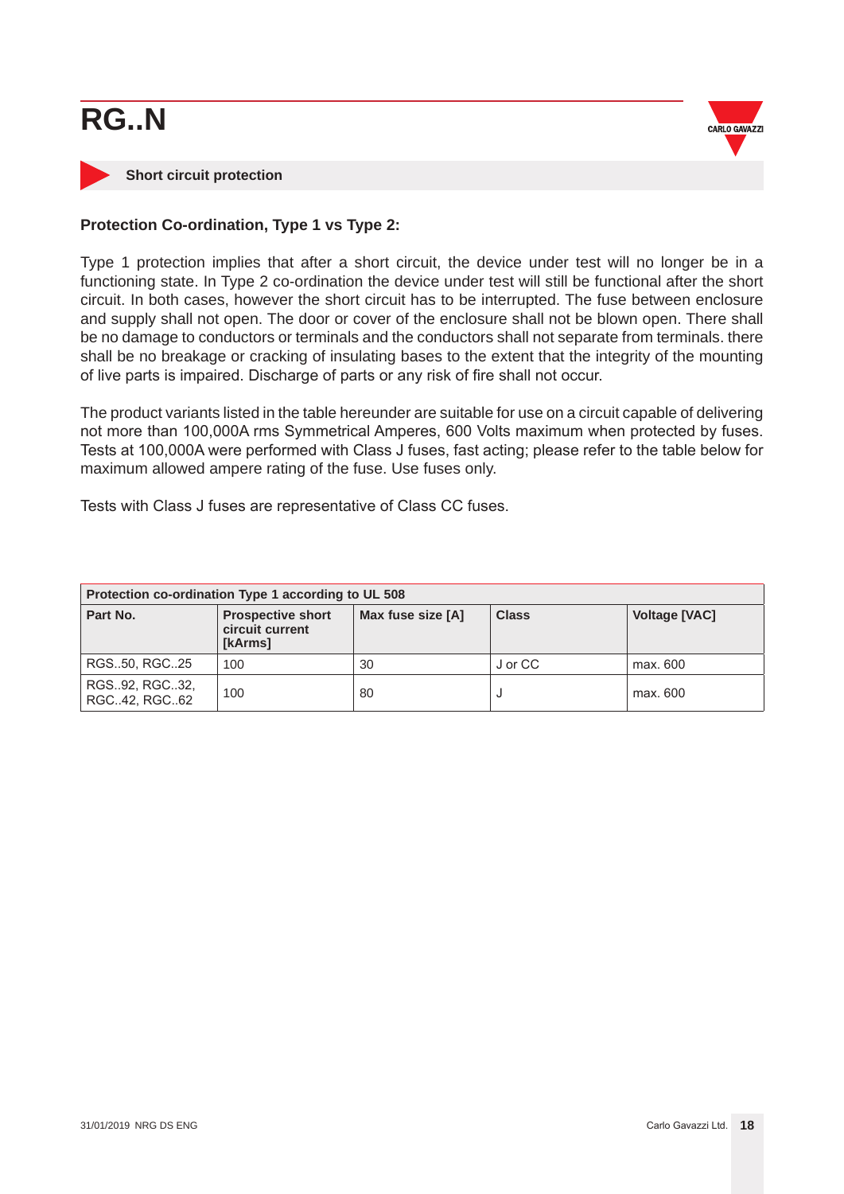# RG..N

## Short circuit protection

**Protection Co-ordination, Type 1 vs Type 2:**

Type 1 protection implies that after a short circuit, the device under test will no longer be in a functioning state. In Type 2 co-ordination the device under test will still be functional after the short circuit. In both cases, however the short circuit has to be interrupted. The fuse between enclosure and supply shall not open. The door or cover of the enclosure shall not be blown open. There shall be no damage to conductors or terminals and the conductors shall not separate from terminals. there shall be no breakage or cracking of insulating bases to the extent that the integrity of the mounting of live parts is impaired. Discharge of parts or any risk of fire shall not occur.

The product variants listed in the table hereunder are suitable for use on a circuit capable of delivering not more than 100,000A rms Symmetrical Amperes, 600 Volts maximum when protected by fuses. Tests at 100,000A were performed with Class J fuses, fast acting; please refer to the table below for maximum allowed ampere rating of the fuse. Use fuses only.

Tests with Class J fuses are representative of Class CC fuses.

| Protection co-ordination Type 1 according to UL 508 | | | | |
|---|---|---|---|---|
| **Part No.** | **Prospective short circuit current [kArms]** | **Max fuse size [A]** | **Class** | **Voltage [VAC]** |
| RGS..50, RGC..25 | 100 | 30 | J or CC | max. 600 |
| RGS..92, RGC..32, RGC..42, RGC..62 | 100 | 80 | J | max. 600 |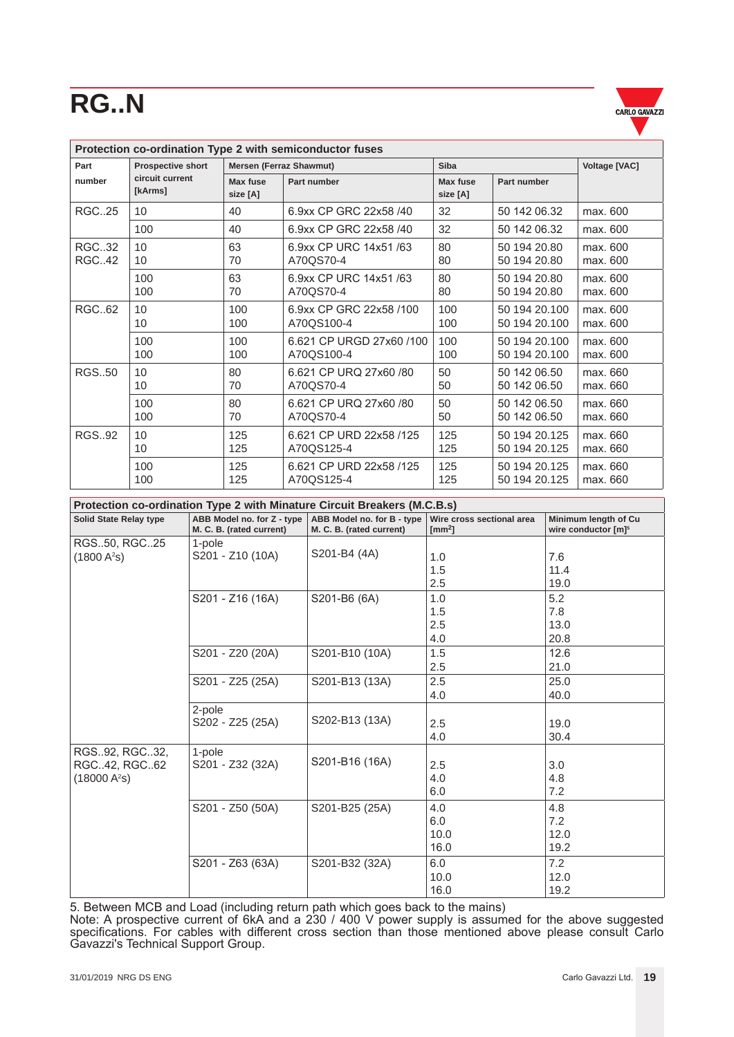# RG..N

| Protection co-ordination Type 2 with semiconductor fuses | | | | | | |
|---|---|---|---|---|---|---|
| Part number | Prospective short circuit current [kArms] | Mersen (Ferraz Shawmut) | | Siba | | Voltage [VAC] |
| | | Max fuse size [A] | Part number | Max fuse size [A] | Part number | |
| RGC..25 | 10 | 40 | 6.9xx CP GRC 22x58 /40 | 32 | 50 142 06.32 | max. 600 |
| | 100 | 40 | 6.9xx CP GRC 22x58 /40 | 32 | 50 142 06.32 | max. 600 |
| RGC..32<br>RGC..42 | 10<br>10 | 63<br>70 | 6.9xx CP URC 14x51 /63<br>A70QS70-4 | 80<br>80 | 50 194 20.80<br>50 194 20.80 | max. 600<br>max. 600 |
| | 100<br>100 | 63<br>70 | 6.9xx CP URC 14x51 /63<br>A70QS70-4 | 80<br>80 | 50 194 20.80<br>50 194 20.80 | max. 600<br>max. 600 |
| RGC..62 | 10<br>10 | 100<br>100 | 6.9xx CP GRC 22x58 /100<br>A70QS100-4 | 100<br>100 | 50 194 20.100<br>50 194 20.100 | max. 600<br>max. 600 |
| | 100<br>100 | 100<br>100 | 6.621 CP URGD 27x60 /100<br>A70QS100-4 | 100<br>100 | 50 194 20.100<br>50 194 20.100 | max. 600<br>max. 600 |
| RGS..50 | 10<br>10 | 80<br>70 | 6.621 CP URQ 27x60 /80<br>A70QS70-4 | 50<br>50 | 50 142 06.50<br>50 142 06.50 | max. 660<br>max. 660 |
| | 100<br>100 | 80<br>70 | 6.621 CP URQ 27x60 /80<br>A70QS70-4 | 50<br>50 | 50 142 06.50<br>50 142 06.50 | max. 660<br>max. 660 |
| RGS..92 | 10<br>10 | 125<br>125 | 6.621 CP URD 22x58 /125<br>A70QS125-4 | 125<br>125 | 50 194 20.125<br>50 194 20.125 | max. 660<br>max. 660 |
| | 100<br>100 | 125<br>125 | 6.621 CP URD 22x58 /125<br>A70QS125-4 | 125<br>125 | 50 194 20.125<br>50 194 20.125 | max. 660<br>max. 660 |

| Protection co-ordination Type 2 with Minature Circuit Breakers (M.C.B.s) | | | | |
|---|---|---|---|---|
| Solid State Relay type | ABB Model no. for Z - type M. C. B. (rated current) | ABB Model no. for B - type M. C. B. (rated current) | Wire cross sectional area [mm$^2$] | Minimum length of Cu wire conductor [m][5] |
| RGS..50, RGC..25<br>(1800 A$^2$s) | 1-pole<br>S201 - Z10 (10A) | S201-B4 (4A) | 1.0<br>1.5<br>2.5 | 7.6<br>11.4<br>19.0 |
| | S201 - Z16 (16A) | S201-B6 (6A) | 1.0<br>1.5<br>2.5<br>4.0 | 5.2<br>7.8<br>13.0<br>20.8 |
| | S201 - Z20 (20A) | S201-B10 (10A) | 1.5<br>2.5 | 12.6<br>21.0 |
| | S201 - Z25 (25A) | S201-B13 (13A) | 2.5<br>4.0 | 25.0<br>40.0 |
| | 2-pole<br>S202 - Z25 (25A) | S202-B13 (13A) | 2.5<br>4.0 | 19.0<br>30.4 |
| RGS..92, RGC..32,<br>RGC..42, RGC..62<br>(18000 A$^2$s) | 1-pole<br>S201 - Z32 (32A) | S201-B16 (16A) | 2.5<br>4.0<br>6.0 | 3.0<br>4.8<br>7.2 |
| | S201 - Z50 (50A) | S201-B25 (25A) | 4.0<br>6.0<br>10.0<br>16.0 | 4.8<br>7.2<br>12.0<br>19.2 |
| | S201 - Z63 (63A) | S201-B32 (32A) | 6.0<br>10.0<br>16.0 | 7.2<br>12.0<br>19.2 |

5. Between MCB and Load (including return path which goes back to the mains)

Note: A prospective current of 6kA and a 230 / 400 V power supply is assumed for the above suggested specifications. For cables with different cross section than those mentioned above please consult Carlo Gavazzi's Technical Support Group.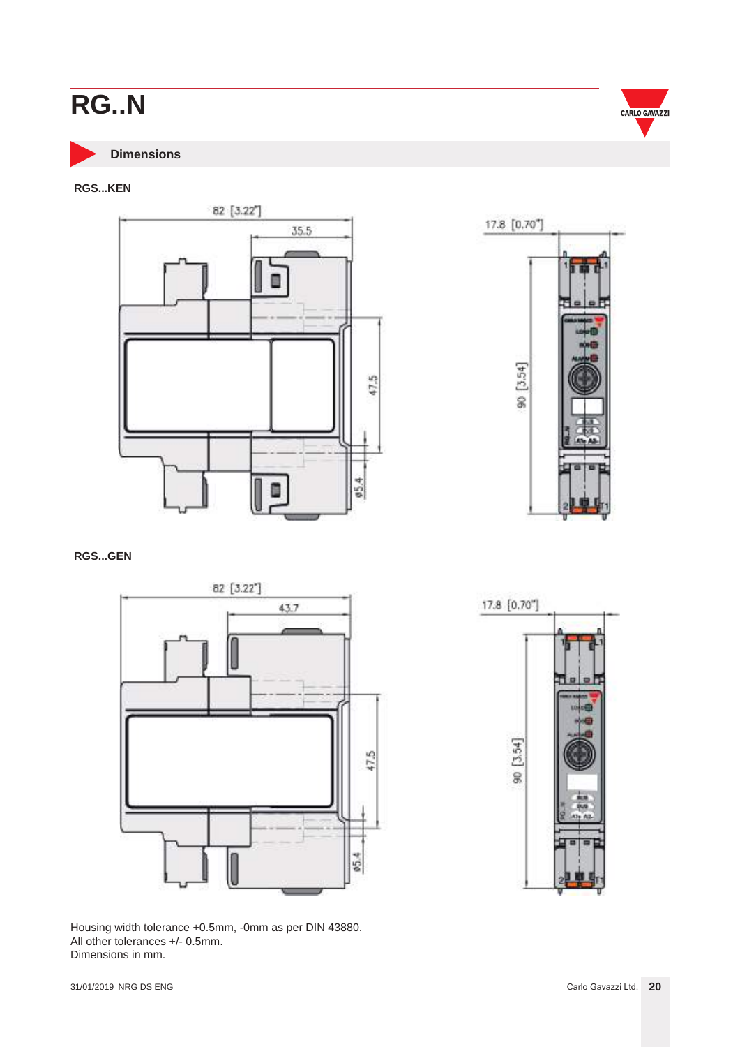# RG..N

## Dimensions

**RGS...KEN**

**RGS...GEN**

Housing width tolerance +0.5mm, -0mm as per DIN 43880.
All other tolerances +/- 0.5mm.
Dimensions in mm.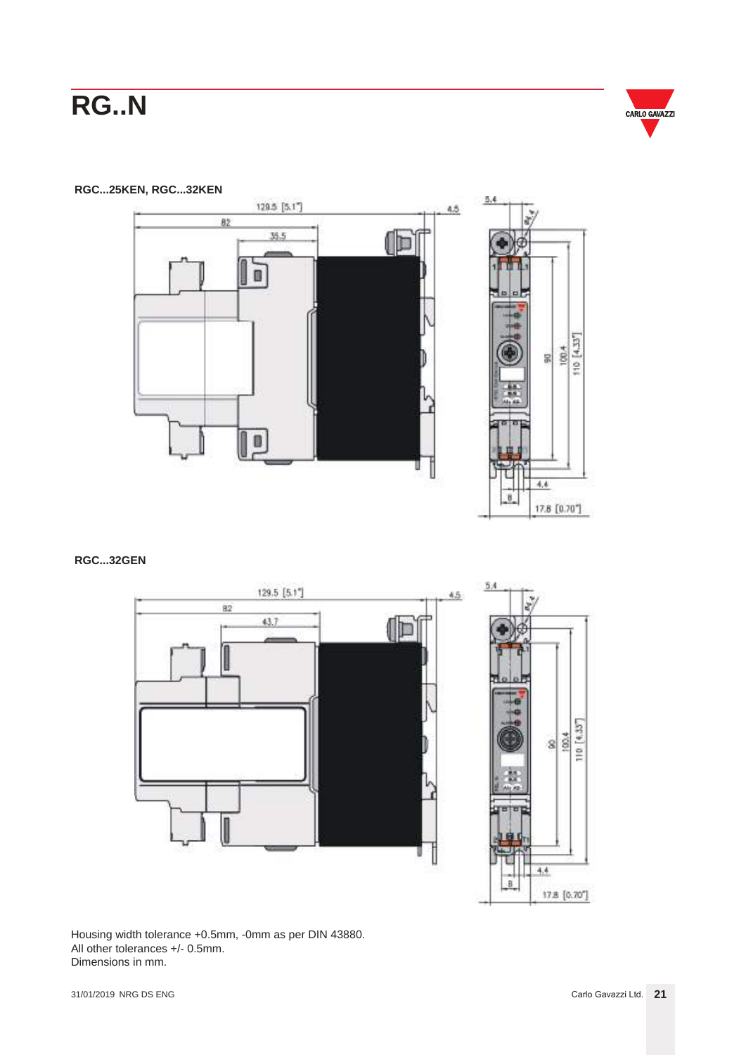# RG..N

RGC...25KEN, RGC...32KEN

RGC...32GEN

Housing width tolerance +0.5mm, -0mm as per DIN 43880.
All other tolerances +/- 0.5mm.
Dimensions in mm.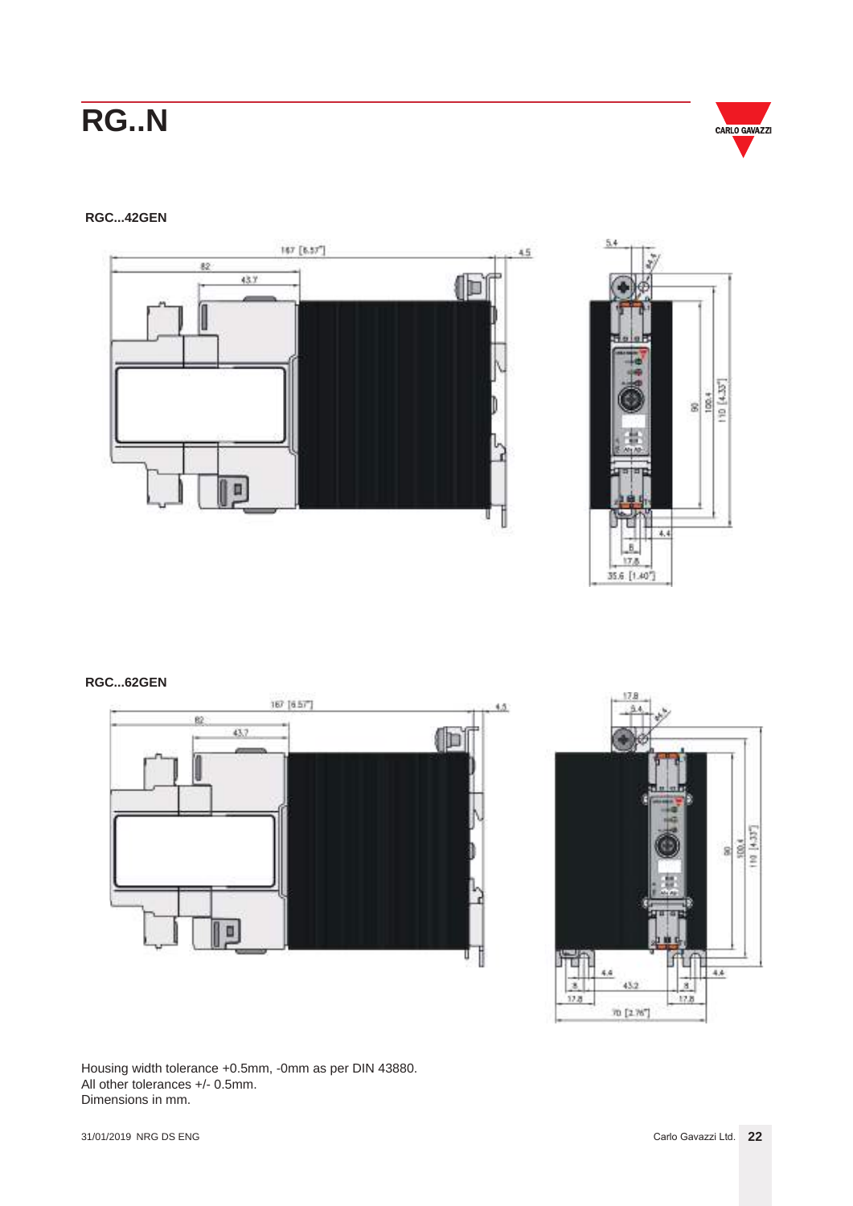## RGC...42GEN

## RGC...62GEN

Housing width tolerance +0.5mm, -0mm as per DIN 43880.
All other tolerances +/- 0.5mm.
Dimensions in mm.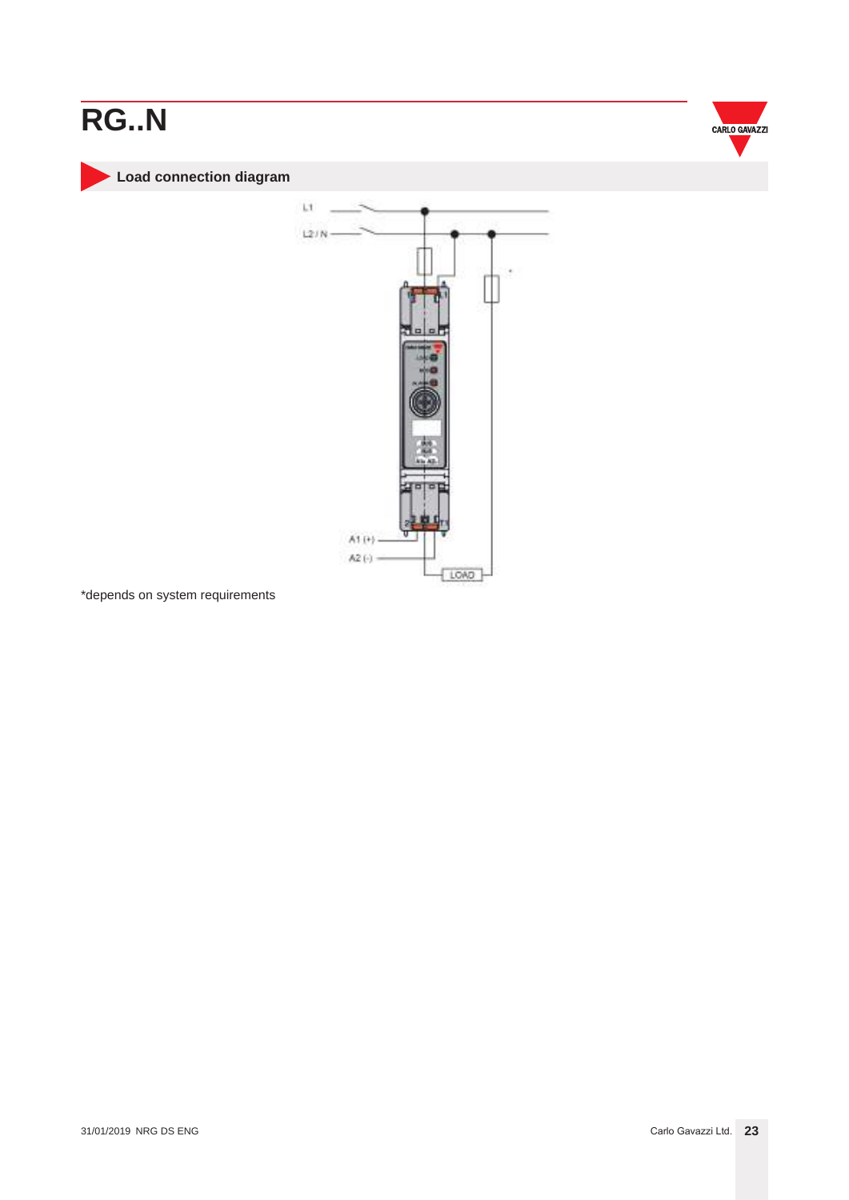# RG..N

## Load connection diagram

L1

L2 / N

A1 (+)

A2 (-)

LOAD

*depends on system requirements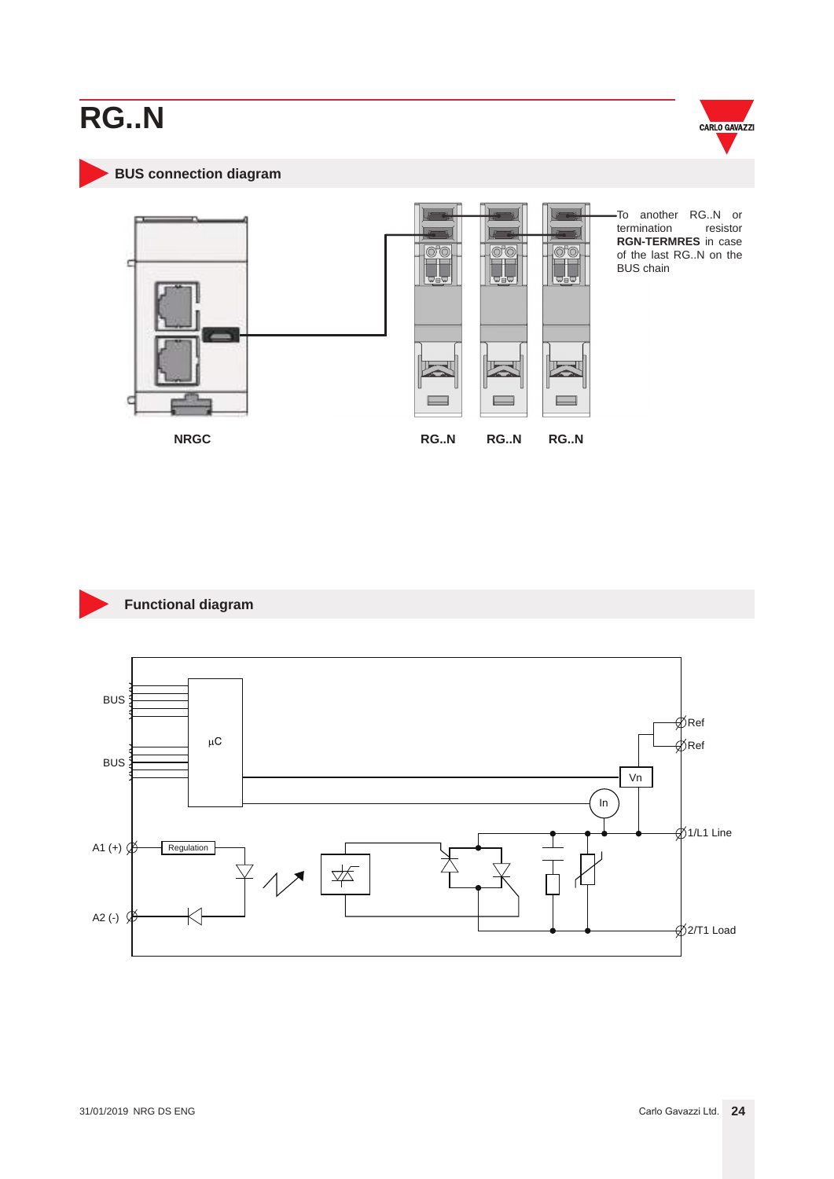# RG..N

## BUS connection diagram

To another RG..N or termination resistor **RGN-TERMRES** in case of the last RG..N on the BUS chain

NRGC

RG..N RG..N RG..N

## Functional diagram

BUS

BUS

µC

Ref

Ref

Vn

In

A1 (+)

Regulation

1/L1 Line

A2 (-)

2/T1 Load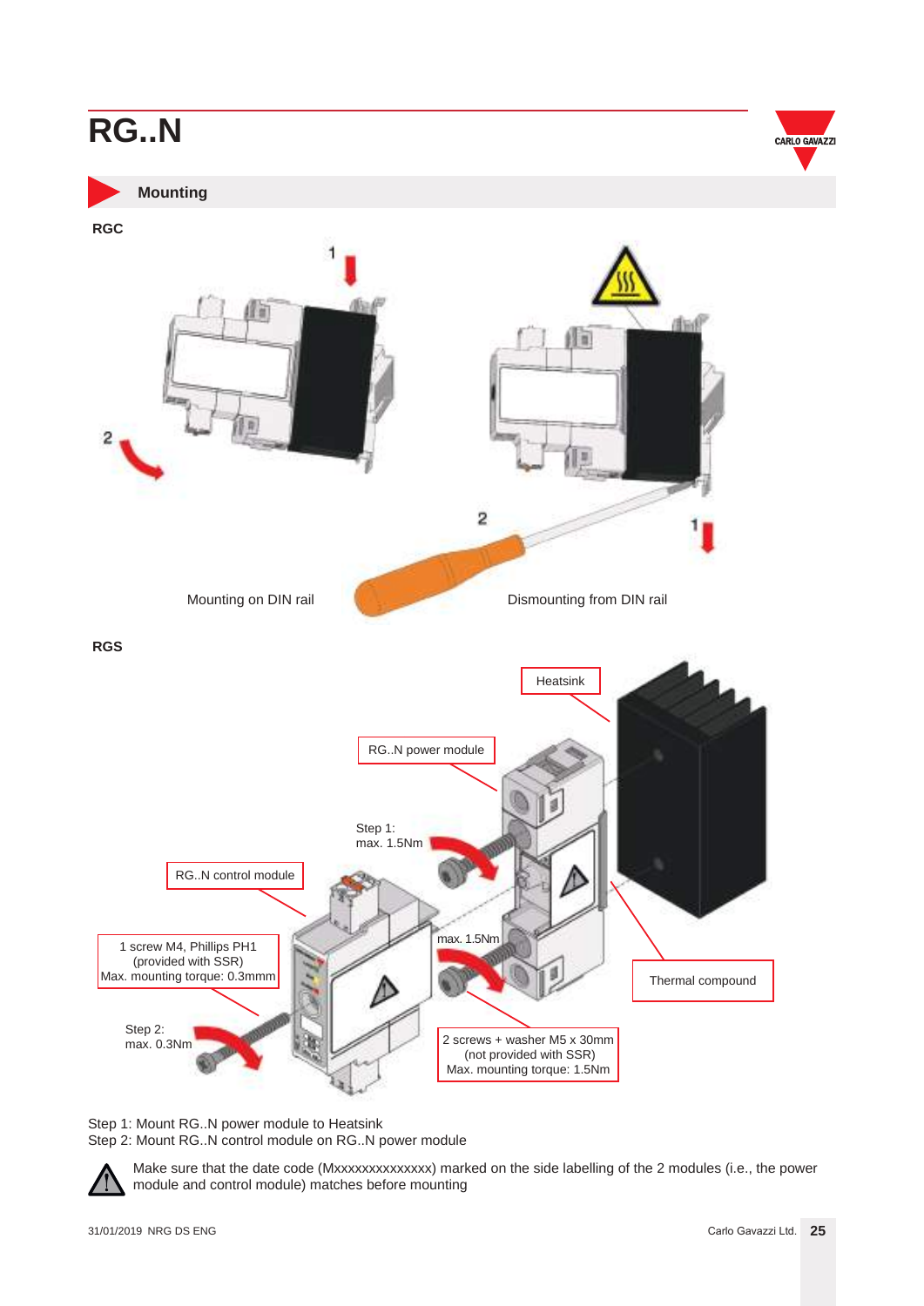# RG..N

## Mounting

**RGC**

Mounting on DIN rail

Dismounting from DIN rail

**RGS**

Heatsink

RG..N power module

Step 1:
max. 1.5Nm

RG..N control module

1 screw M4, Phillips PH1
(provided with SSR)
Max. mounting torque: 0.3mmm

max. 1.5Nm

Thermal compound

Step 2:
max. 0.3Nm

2 screws + washer M5 x 30mm
(not provided with SSR)
Max. mounting torque: 1.5Nm

Step 1: Mount RG..N power module to Heatsink
Step 2: Mount RG..N control module on RG..N power module

Make sure that the date code (Mxxxxxxxxxxxxxx) marked on the side labelling of the 2 modules (i.e., the power module and control module) matches before mounting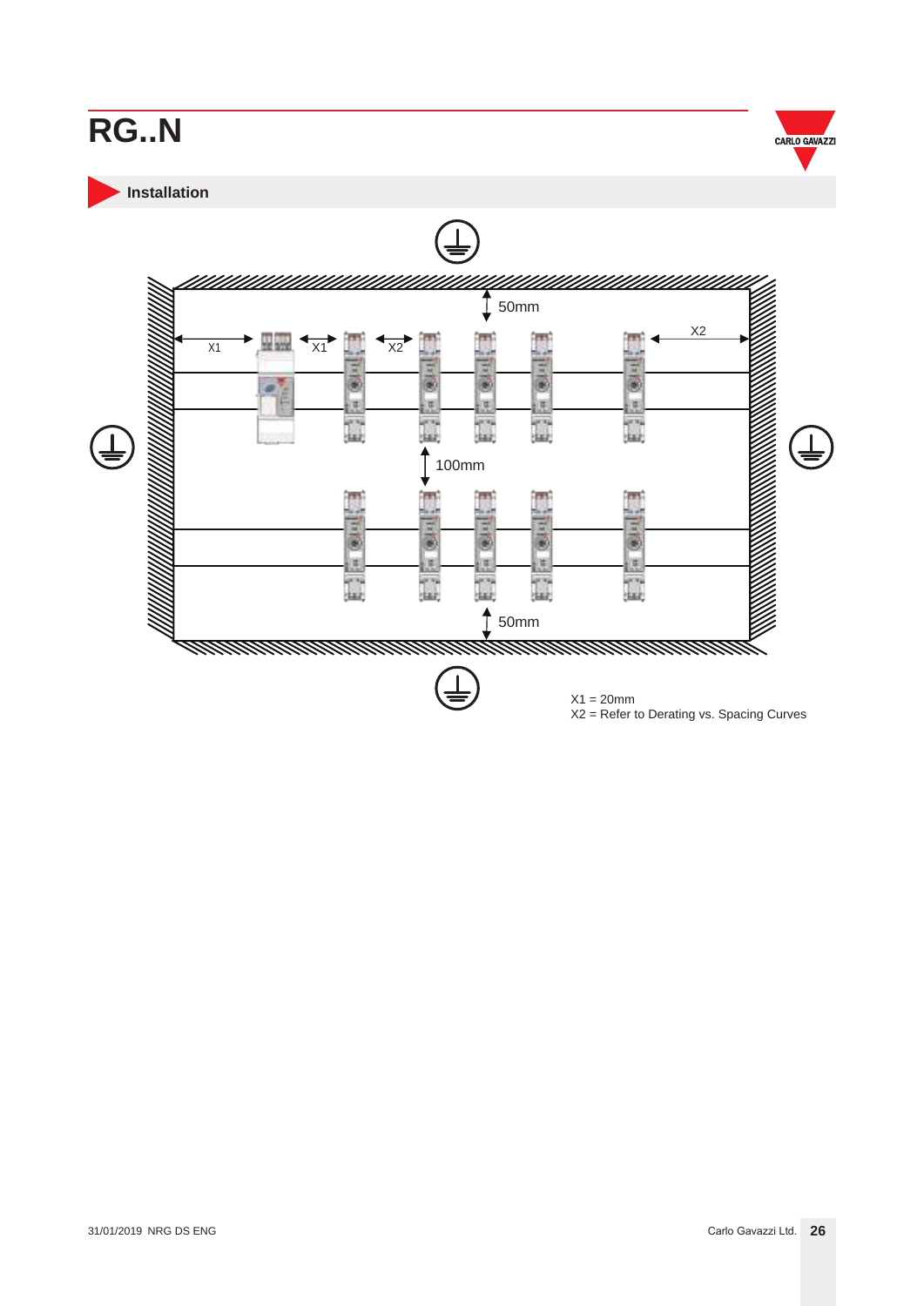# RG..N

## Installation

50mm

X1 X1 X2 X2

100mm

50mm

X1 = 20mm
X2 = Refer to Derating vs. Spacing Curves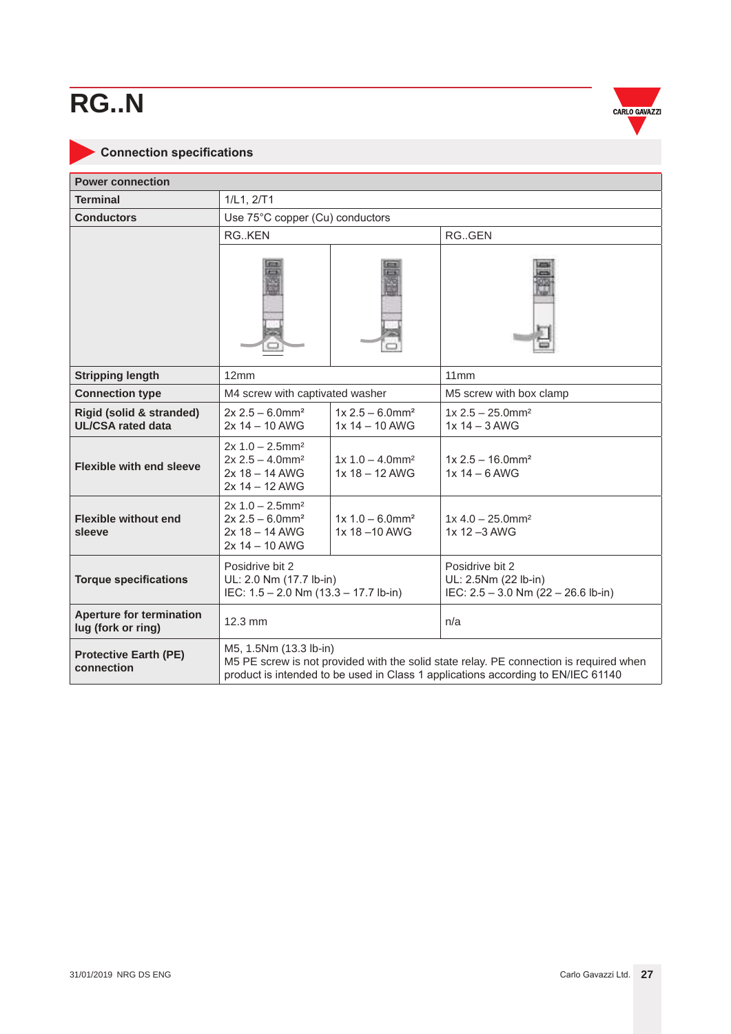# RG..N

## Connection specifications

| Power connection | | | |
|---|---|---|---|
| **Terminal** | 1/L1, 2/T1 | | |
| **Conductors** | Use 75°C copper (Cu) conductors | | |
| | RG..KEN | | RG..GEN |
| | | | |
| **Stripping length** | 12mm | | 11mm |
| **Connection type** | M4 screw with captivated washer | | M5 screw with box clamp |
| **Rigid (solid & stranded) UL/CSA rated data** | 2x 2.5 – 6.0mm²<br>2x 14 – 10 AWG | 1x 2.5 – 6.0mm²<br>1x 14 – 10 AWG | 1x 2.5 – 25.0mm²<br>1x 14 – 3 AWG |
| **Flexible with end sleeve** | 2x 1.0 – 2.5mm²<br>2x 2.5 – 4.0mm²<br>2x 18 – 14 AWG<br>2x 14 – 12 AWG | 1x 1.0 – 4.0mm²<br>1x 18 – 12 AWG | 1x 2.5 – 16.0mm²<br>1x 14 – 6 AWG |
| **Flexible without end sleeve** | 2x 1.0 – 2.5mm²<br>2x 2.5 – 6.0mm²<br>2x 18 – 14 AWG<br>2x 14 – 10 AWG | 1x 1.0 – 6.0mm²<br>1x 18 –10 AWG | 1x 4.0 – 25.0mm²<br>1x 12 –3 AWG |
| **Torque specifications** | Posidrive bit 2<br>UL: 2.0 Nm (17.7 lb-in)<br>IEC: 1.5 – 2.0 Nm (13.3 – 17.7 lb-in) | | Posidrive bit 2<br>UL: 2.5Nm (22 lb-in)<br>IEC: 2.5 – 3.0 Nm (22 – 26.6 lb-in) |
| **Aperture for termination lug (fork or ring)** | 12.3 mm | | n/a |
| **Protective Earth (PE) connection** | M5, 1.5Nm (13.3 lb-in)<br>M5 PE screw is not provided with the solid state relay. PE connection is required when product is intended to be used in Class 1 applications according to EN/IEC 61140 | | |

31/01/2019 NRG DS ENG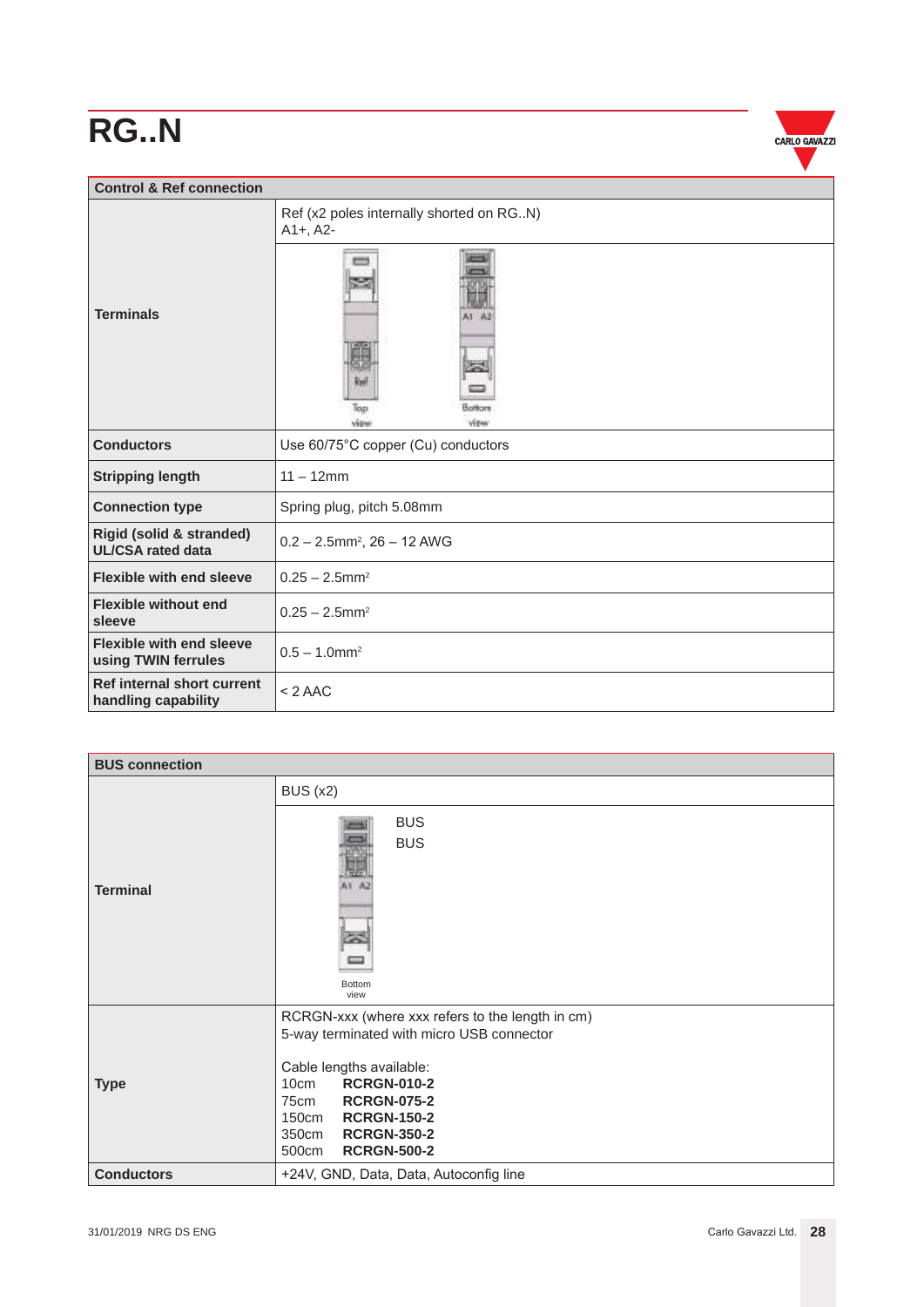# RG..N

| Control & Ref connection | |
|---|---|
| **Terminals** | Ref (x2 poles internally shorted on RG..N)<br>A1+, A2- |
| | Top view / Bottom view |
| **Conductors** | Use 60/75°C copper (Cu) conductors |
| **Stripping length** | 11 – 12mm |
| **Connection type** | Spring plug, pitch 5.08mm |
| **Rigid (solid & stranded) UL/CSA rated data** | 0.2 – 2.5mm², 26 – 12 AWG |
| **Flexible with end sleeve** | 0.25 – 2.5mm² |
| **Flexible without end sleeve** | 0.25 – 2.5mm² |
| **Flexible with end sleeve using TWIN ferrules** | 0.5 – 1.0mm² |
| **Ref internal short current handling capability** | < 2 AAC |

| BUS connection | |
|---|---|
| **Terminal** | BUS (x2) |
| | BUS<br>BUS<br>Bottom view |
| **Type** | RCRGN-xxx (where xxx refers to the length in cm)<br>5-way terminated with micro USB connector<br><br>Cable lengths available:<br>10cm **RCRGN-010-2**<br>75cm **RCRGN-075-2**<br>150cm **RCRGN-150-2**<br>350cm **RCRGN-350-2**<br>500cm **RCRGN-500-2** |
| **Conductors** | +24V, GND, Data, Data, Autoconfig line |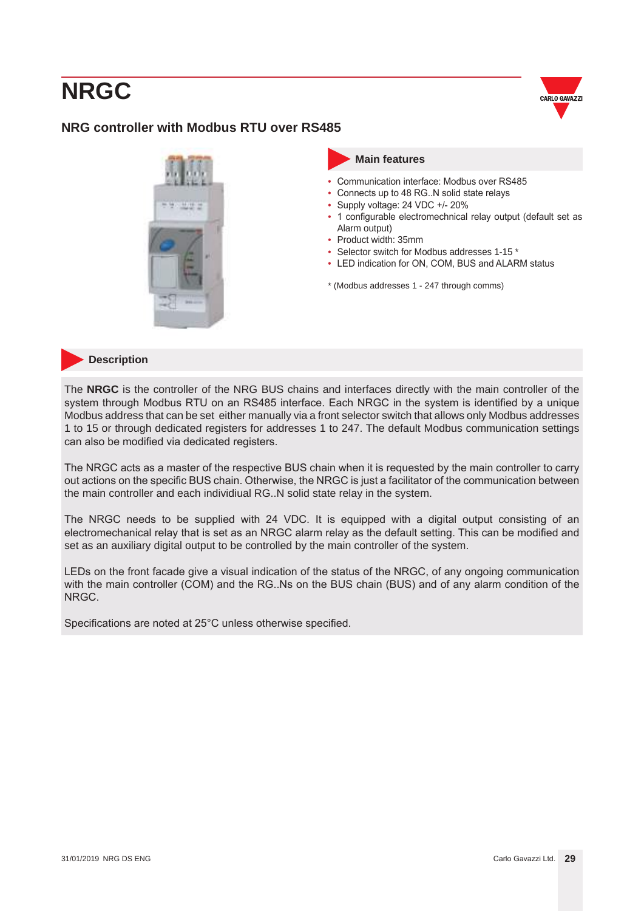# NRGC

## NRG controller with Modbus RTU over RS485

### Main features

- Communication interface: Modbus over RS485
- Connects up to 48 RG..N solid state relays
- Supply voltage: 24 VDC +/- 20%
- 1 configurable electromechnical relay output (default set as Alarm output)
- Product width: 35mm
- Selector switch for Modbus addresses 1-15 *
- LED indication for ON, COM, BUS and ALARM status

* (Modbus addresses 1 - 247 through comms)

### Description

The **NRGC** is the controller of the NRG BUS chains and interfaces directly with the main controller of the system through Modbus RTU on an RS485 interface. Each NRGC in the system is identified by a unique Modbus address that can be set either manually via a front selector switch that allows only Modbus addresses 1 to 15 or through dedicated registers for addresses 1 to 247. The default Modbus communication settings can also be modified via dedicated registers.

The NRGC acts as a master of the respective BUS chain when it is requested by the main controller to carry out actions on the specific BUS chain. Otherwise, the NRGC is just a facilitator of the communication between the main controller and each indivdiual RG..N solid state relay in the system.

The NRGC needs to be supplied with 24 VDC. It is equipped with a digital output consisting of an electromechanical relay that is set as an NRGC alarm relay as the default setting. This can be modified and set as an auxiliary digital output to be controlled by the main controller of the system.

LEDs on the front facade give a visual indication of the status of the NRGC, of any ongoing communication with the main controller (COM) and the RG..Ns on the BUS chain (BUS) and of any alarm condition of the NRGC.

Specifications are noted at 25°C unless otherwise specified.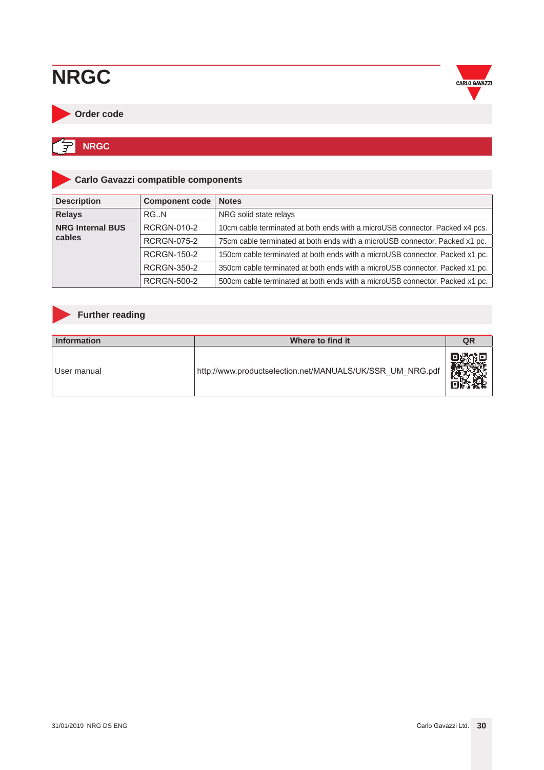# NRGC

## Order code

**NRGC**

## Carlo Gavazzi compatible components

| Description | Component code | Notes |
|---|---|---|
| **Relays** | RG..N | NRG solid state relays |
| **NRG Internal BUS cables** | RCRGN-010-2 | 10cm cable terminated at both ends with a microUSB connector. Packed x4 pcs. |
| | RCRGN-075-2 | 75cm cable terminated at both ends with a microUSB connector. Packed x1 pc. |
| | RCRGN-150-2 | 150cm cable terminated at both ends with a microUSB connector. Packed x1 pc. |
| | RCRGN-350-2 | 350cm cable terminated at both ends with a microUSB connector. Packed x1 pc. |
| | RCRGN-500-2 | 500cm cable terminated at both ends with a microUSB connector. Packed x1 pc. |

## Further reading

| Information | Where to find it | QR |
|---|---|---|
| User manual | http://www.productselection.net/MANUALS/UK/SSR_UM_NRG.pdf | |

31/01/2019 NRG DS ENG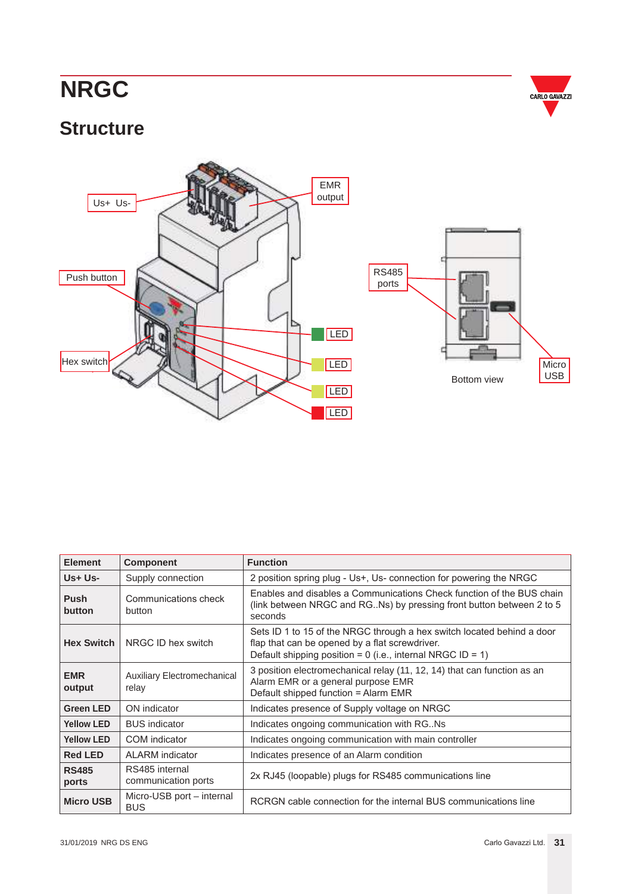# NRGC

## Structure

| Element | Component | Function |
|---|---|---|
| **Us+ Us-** | Supply connection | 2 position spring plug - Us+, Us- connection for powering the NRGC |
| **Push button** | Communications check button | Enables and disables a Communications Check function of the BUS chain (link between NRGC and RG..Ns) by pressing front button between 2 to 5 seconds |
| **Hex Switch** | NRGC ID hex switch | Sets ID 1 to 15 of the NRGC through a hex switch located behind a door flap that can be opened by a flat screwdriver.<br>Default shipping position = 0 (i.e., internal NRGC ID = 1) |
| **EMR output** | Auxiliary Electromechanical relay | 3 position electromechanical relay (11, 12, 14) that can function as an Alarm EMR or a general purpose EMR<br>Default shipped function = Alarm EMR |
| **Green LED** | ON indicator | Indicates presence of Supply voltage on NRGC |
| **Yellow LED** | BUS indicator | Indicates ongoing communication with RG..Ns |
| **Yellow LED** | COM indicator | Indicates ongoing communication with main controller |
| **Red LED** | ALARM indicator | Indicates presence of an Alarm condition |
| **RS485 ports** | RS485 internal communication ports | 2x RJ45 (loopable) plugs for RS485 communications line |
| **Micro USB** | Micro-USB port – internal BUS | RCRGN cable connection for the internal BUS communications line |

31/01/2019 NRG DS ENG

Carlo Gavazzi Ltd.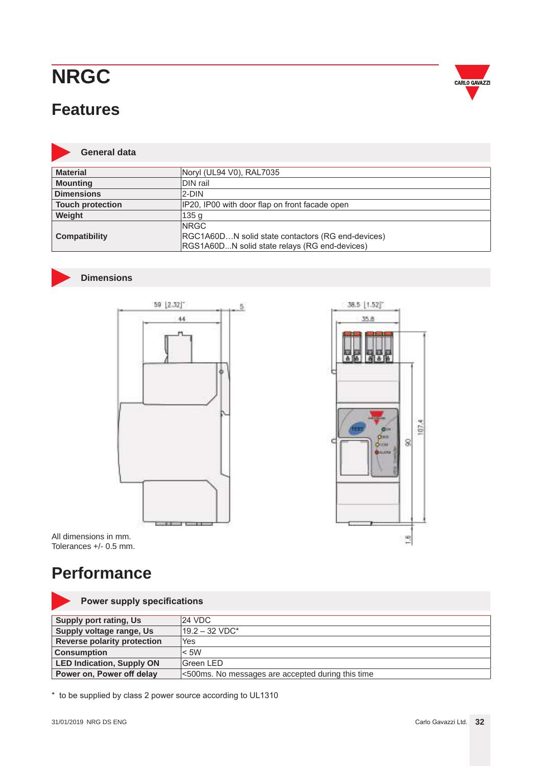# NRGC

## Features

### General data

| Material | Noryl (UL94 V0), RAL7035 |
|---|---|
| Mounting | DIN rail |
| Dimensions | 2-DIN |
| Touch protection | IP20, IP00 with door flap on front facade open |
| Weight | 135 g |
| Compatibility | NRGC<br>RGC1A60D…N solid state contactors (RG end-devices)<br>RGS1A60D...N solid state relays (RG end-devices) |

### Dimensions

All dimensions in mm.
Tolerances +/- 0.5 mm.

## Performance

### Power supply specifications

| Supply port rating, Us | 24 VDC |
|---|---|
| Supply voltage range, Us | 19.2 – 32 VDC* |
| Reverse polarity protection | Yes |
| Consumption | < 5W |
| LED Indication, Supply ON | Green LED |
| Power on, Power off delay | <500ms. No messages are accepted during this time |

* to be supplied by class 2 power source according to UL1310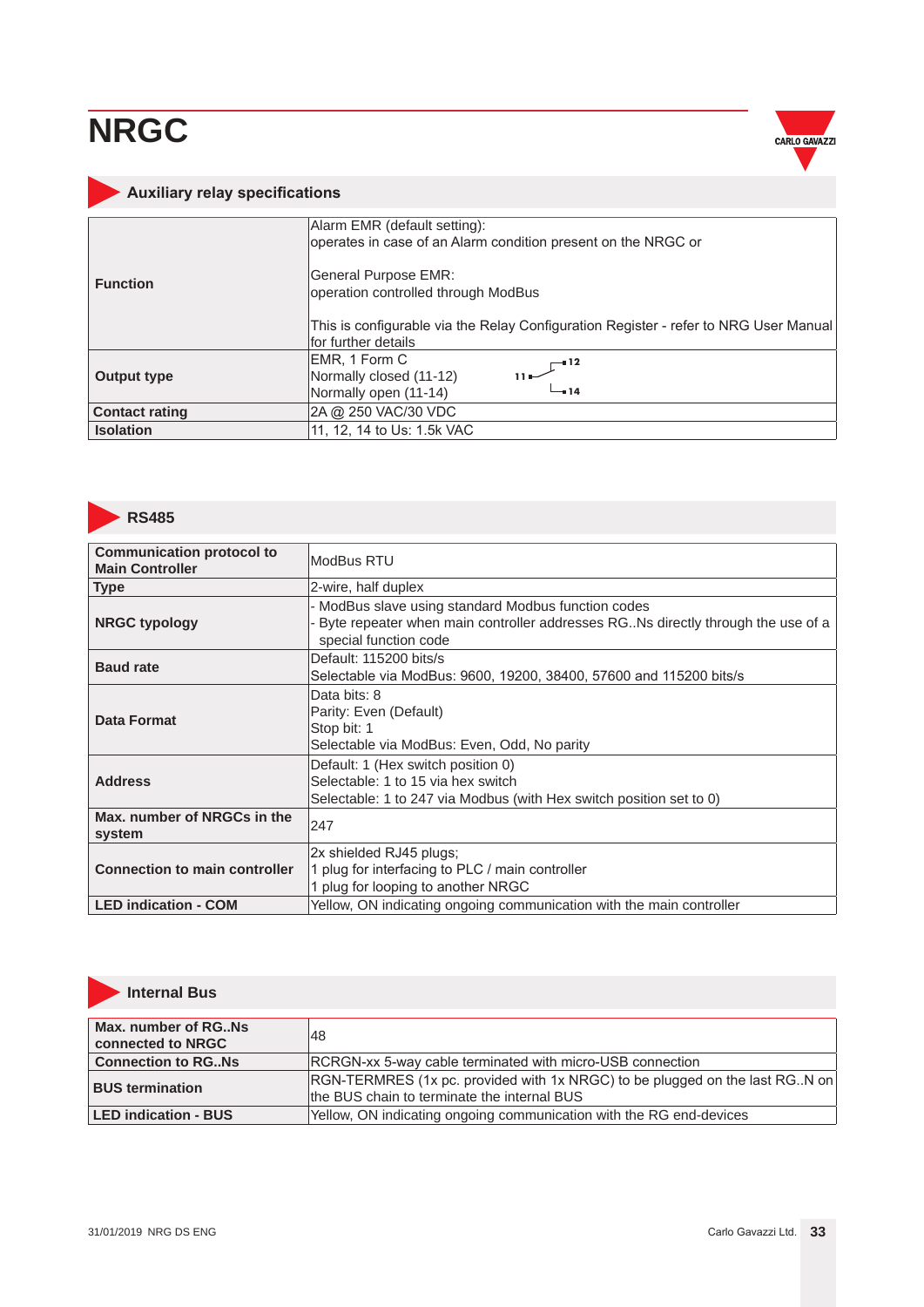# NRGC

## Auxiliary relay specifications

| | |
|---|---|
| **Function** | Alarm EMR (default setting):<br>operates in case of an Alarm condition present on the NRGC or<br><br>General Purpose EMR:<br>operation controlled through ModBus<br><br>This is configurable via the Relay Configuration Register - refer to NRG User Manual for further details |
| **Output type** | EMR, 1 Form C<br>Normally closed (11-12)<br>Normally open (11-14) |
| **Contact rating** | 2A @ 250 VAC/30 VDC |
| **Isolation** | 11, 12, 14 to Us: 1.5k VAC |

## RS485

| | |
|---|---|
| **Communication protocol to Main Controller** | ModBus RTU |
| **Type** | 2-wire, half duplex |
| **NRGC typology** | - ModBus slave using standard Modbus function codes<br>- Byte repeater when main controller addresses RG..Ns directly through the use of a special function code |
| **Baud rate** | Default: 115200 bits/s<br>Selectable via ModBus: 9600, 19200, 38400, 57600 and 115200 bits/s |
| **Data Format** | Data bits: 8<br>Parity: Even (Default)<br>Stop bit: 1<br>Selectable via ModBus: Even, Odd, No parity |
| **Address** | Default: 1 (Hex switch position 0)<br>Selectable: 1 to 15 via hex switch<br>Selectable: 1 to 247 via Modbus (with Hex switch position set to 0) |
| **Max. number of NRGCs in the system** | 247 |
| **Connection to main controller** | 2x shielded RJ45 plugs;<br>1 plug for interfacing to PLC / main controller<br>1 plug for looping to another NRGC |
| **LED indication - COM** | Yellow, ON indicating ongoing communication with the main controller |

## Internal Bus

| | |
|---|---|
| **Max. number of RG..Ns connected to NRGC** | 48 |
| **Connection to RG..Ns** | RCRGN-xx 5-way cable terminated with micro-USB connection |
| **BUS termination** | RGN-TERMRES (1x pc. provided with 1x NRGC) to be plugged on the last RG..N on the BUS chain to terminate the internal BUS |
| **LED indication - BUS** | Yellow, ON indicating ongoing communication with the RG end-devices |

31/01/2019 NRG DS ENG Carlo Gavazzi Ltd.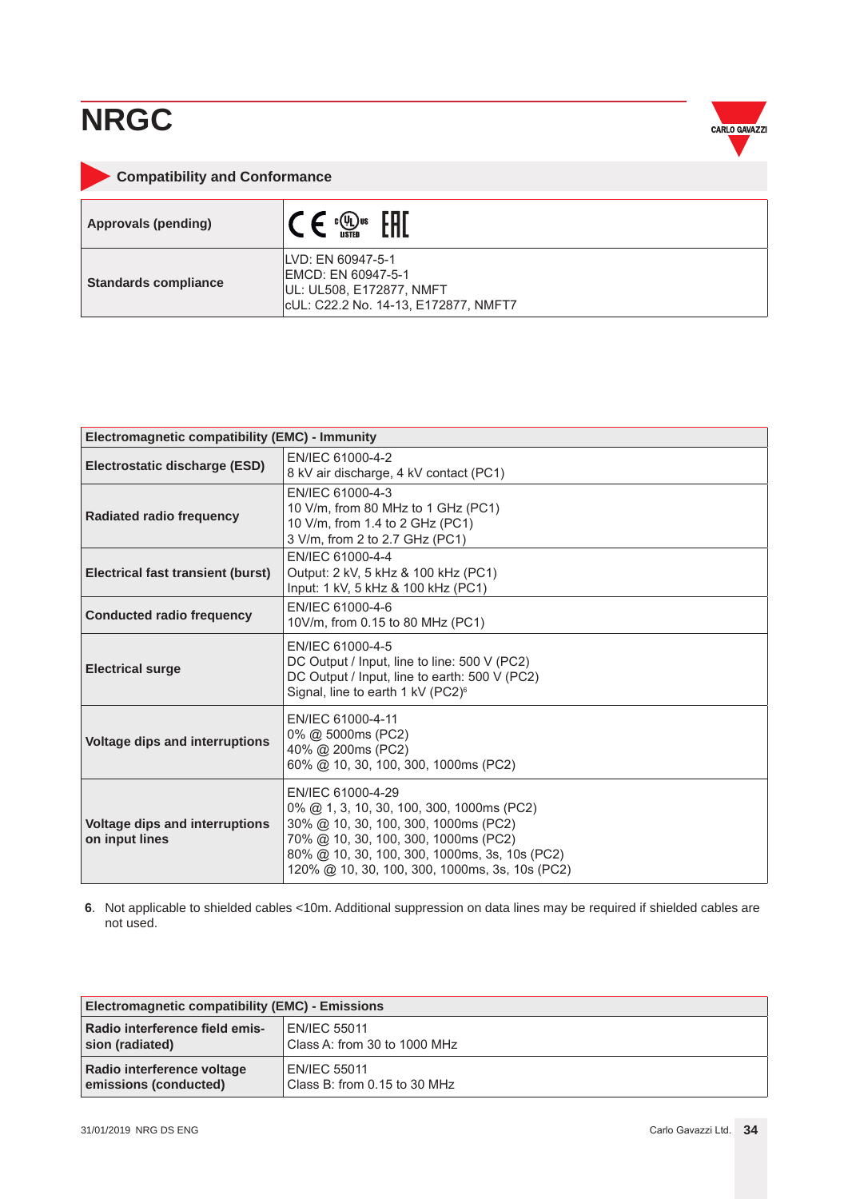# NRGC

## Compatibility and Conformance

| Approvals (pending) | CE cULus EAC |
|---|---|
| Standards compliance | LVD: EN 60947-5-1<br>EMCD: EN 60947-5-1<br>UL: UL508, E172877, NMFT<br>cUL: C22.2 No. 14-13, E172877, NMFT7 |

| Electromagnetic compatibility (EMC) - Immunity | |
|---|---|
| Electrostatic discharge (ESD) | EN/IEC 61000-4-2<br>8 kV air discharge, 4 kV contact (PC1) |
| Radiated radio frequency | EN/IEC 61000-4-3<br>10 V/m, from 80 MHz to 1 GHz (PC1)<br>10 V/m, from 1.4 to 2 GHz (PC1)<br>3 V/m, from 2 to 2.7 GHz (PC1) |
| Electrical fast transient (burst) | EN/IEC 61000-4-4<br>Output: 2 kV, 5 kHz & 100 kHz (PC1)<br>Input: 1 kV, 5 kHz & 100 kHz (PC1) |
| Conducted radio frequency | EN/IEC 61000-4-6<br>10V/m, from 0.15 to 80 MHz (PC1) |
| Electrical surge | EN/IEC 61000-4-5<br>DC Output / Input, line to line: 500 V (PC2)<br>DC Output / Input, line to earth: 500 V (PC2)<br>Signal, line to earth 1 kV (PC2)[6] |
| Voltage dips and interruptions | EN/IEC 61000-4-11<br>0% @ 5000ms (PC2)<br>40% @ 200ms (PC2)<br>60% @ 10, 30, 100, 300, 1000ms (PC2) |
| Voltage dips and interruptions on input lines | EN/IEC 61000-4-29<br>0% @ 1, 3, 10, 30, 100, 300, 1000ms (PC2)<br>30% @ 10, 30, 100, 300, 1000ms (PC2)<br>70% @ 10, 30, 100, 300, 1000ms (PC2)<br>80% @ 10, 30, 100, 300, 1000ms, 3s, 10s (PC2)<br>120% @ 10, 30, 100, 300, 1000ms, 3s, 10s (PC2) |

**6**. Not applicable to shielded cables <10m. Additional suppression on data lines may be required if shielded cables are not used.

| Electromagnetic compatibility (EMC) - Emissions | |
|---|---|
| Radio interference field emission (radiated) | EN/IEC 55011<br>Class A: from 30 to 1000 MHz |
| Radio interference voltage emissions (conducted) | EN/IEC 55011<br>Class B: from 0.15 to 30 MHz |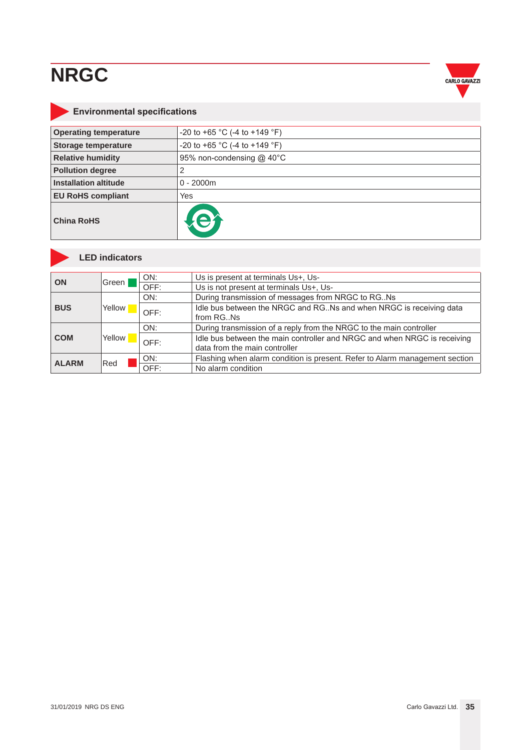# NRGC

## Environmental specifications

| | |
|---|---|
| **Operating temperature** | -20 to +65 °C (-4 to +149 °F) |
| **Storage temperature** | -20 to +65 °C (-4 to +149 °F) |
| **Relative humidity** | 95% non-condensing @ 40°C |
| **Pollution degree** | 2 |
| **Installation altitude** | 0 - 2000m |
| **EU RoHS compliant** | Yes |
| **China RoHS** | |

## LED indicators

| | | | |
|---|---|---|---|
| **ON** | Green | ON: | Us is present at terminals Us+, Us- |
| | | OFF: | Us is not present at terminals Us+, Us- |
| **BUS** | Yellow | ON: | During transmission of messages from NRGC to RG..Ns |
| | | OFF: | Idle bus between the NRGC and RG..Ns and when NRGC is receiving data from RG..Ns |
| **COM** | Yellow | ON: | During transmission of a reply from the NRGC to the main controller |
| | | OFF: | Idle bus between the main controller and NRGC and when NRGC is receiving data from the main controller |
| **ALARM** | Red | ON: | Flashing when alarm condition is present. Refer to Alarm management section |
| | | OFF: | No alarm condition |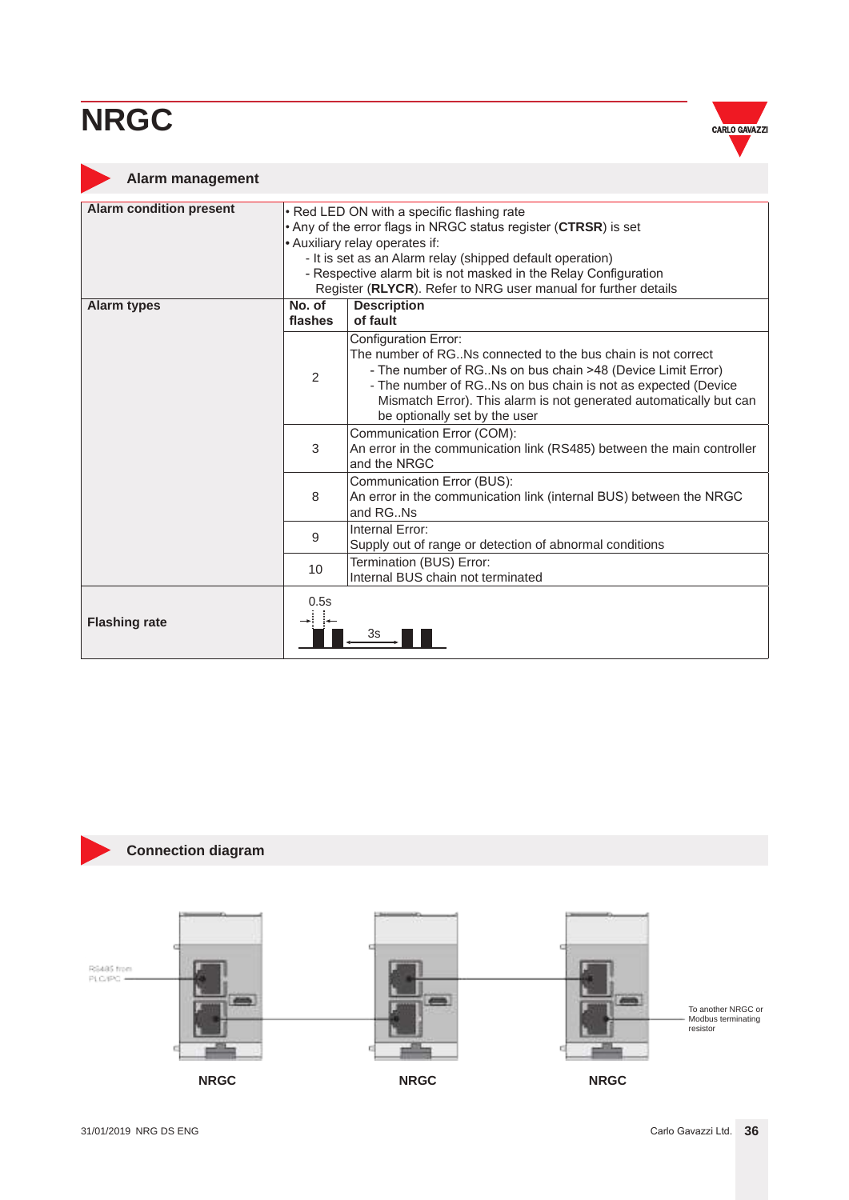# NRGC

## Alarm management

| Alarm condition present | • Red LED ON with a specific flashing rate<br>• Any of the error flags in NRGC status register (**CTRSR**) is set<br>• Auxiliary relay operates if:<br>- It is set as an Alarm relay (shipped default operation)<br>- Respective alarm bit is not masked in the Relay Configuration Register (**RLYCR**). Refer to NRG user manual for further details | |
|---|---|---|
| **Alarm types** | **No. of flashes** | **Description of fault** |
| | 2 | Configuration Error:<br>The number of RG..Ns connected to the bus chain is not correct<br>- The number of RG..Ns on bus chain >48 (Device Limit Error)<br>- The number of RG..Ns on bus chain is not as expected (Device Mismatch Error). This alarm is not generated automatically but can be optionally set by the user |
| | 3 | Communication Error (COM):<br>An error in the communication link (RS485) between the main controller and the NRGC |
| | 8 | Communication Error (BUS):<br>An error in the communication link (internal BUS) between the NRGC and RG..Ns |
| | 9 | Internal Error:<br>Supply out of range or detection of abnormal conditions |
| | 10 | Termination (BUS) Error:<br>Internal BUS chain not terminated |
| **Flashing rate** | 0.5s / 3s | |

## Connection diagram

RS485 from PLC/PC

To another NRGC or Modbus terminating resistor

NRGC NRGC NRGC

31/01/2019 NRG DS ENG

Carlo Gavazzi Ltd.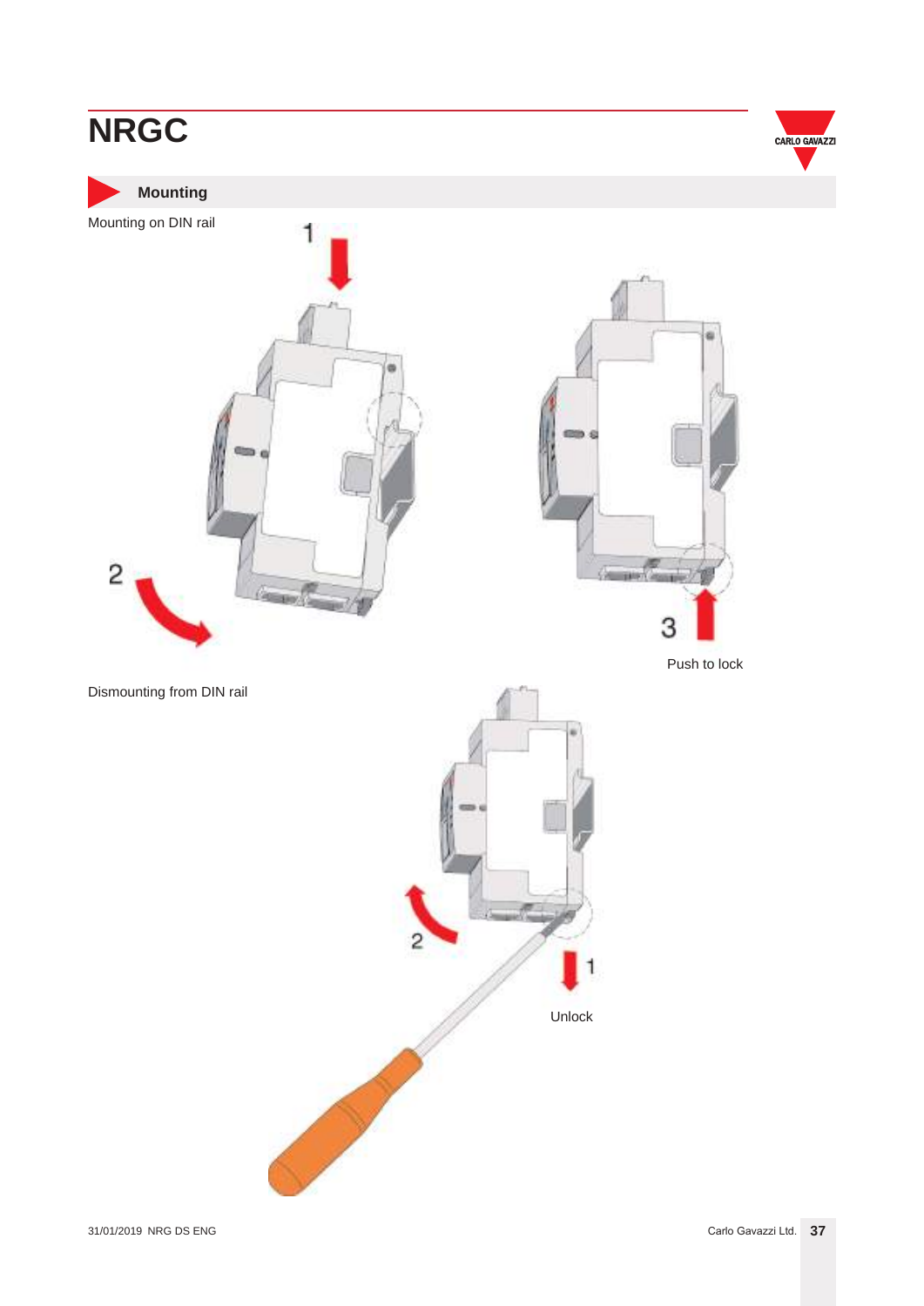## Mounting

Mounting on DIN rail

1

2

3

Push to lock

Dismounting from DIN rail

2

1

Unlock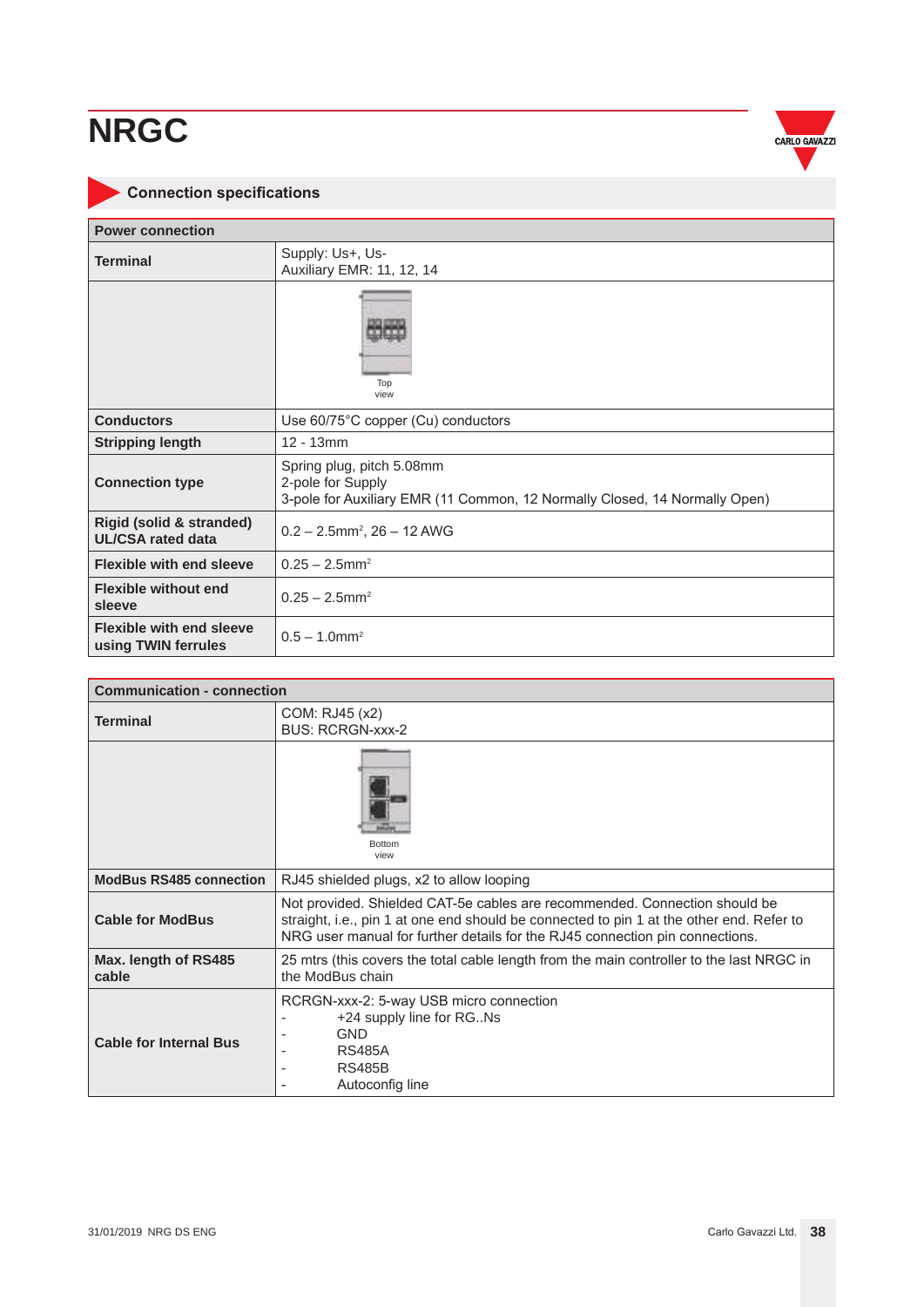# NRGC

## Connection specifications

| Power connection | |
|---|---|
| **Terminal** | Supply: Us+, Us-<br>Auxiliary EMR: 11, 12, 14 |
| | Top view |
| **Conductors** | Use 60/75°C copper (Cu) conductors |
| **Stripping length** | 12 - 13mm |
| **Connection type** | Spring plug, pitch 5.08mm<br>2-pole for Supply<br>3-pole for Auxiliary EMR (11 Common, 12 Normally Closed, 14 Normally Open) |
| **Rigid (solid & stranded) UL/CSA rated data** | 0.2 – 2.5mm$^2$, 26 – 12 AWG |
| **Flexible with end sleeve** | 0.25 – 2.5mm$^2$ |
| **Flexible without end sleeve** | 0.25 – 2.5mm$^2$ |
| **Flexible with end sleeve using TWIN ferrules** | 0.5 – 1.0mm$^2$ |

| Communication - connection | |
|---|---|
| **Terminal** | COM: RJ45 (x2)<br>BUS: RCRGN-xxx-2 |
| | Bottom view |
| **ModBus RS485 connection** | RJ45 shielded plugs, x2 to allow looping |
| **Cable for ModBus** | Not provided. Shielded CAT-5e cables are recommended. Connection should be straight, i.e., pin 1 at one end should be connected to pin 1 at the other end. Refer to NRG user manual for further details for the RJ45 connection pin connections. |
| **Max. length of RS485 cable** | 25 mtrs (this covers the total cable length from the main controller to the last NRGC in the ModBus chain |
| **Cable for Internal Bus** | RCRGN-xxx-2: 5-way USB micro connection<br>- +24 supply line for RG..Ns<br>- GND<br>- RS485A<br>- RS485B<br>- Autoconfig line |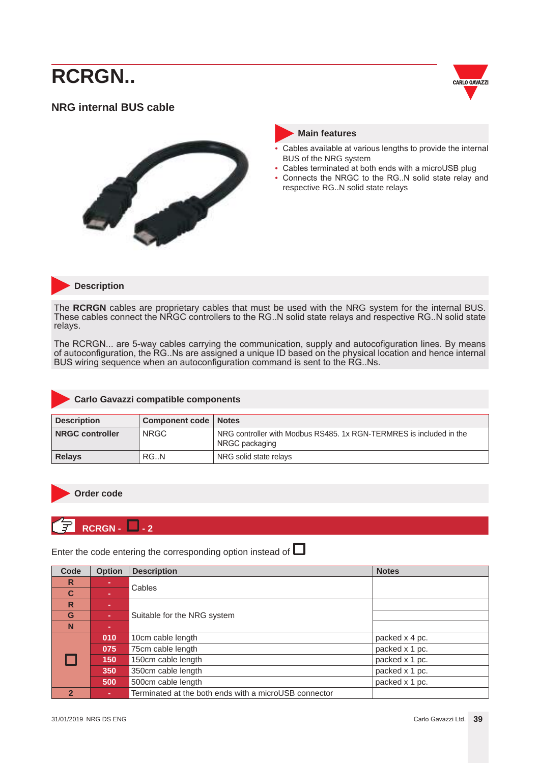# RCRGN..

## NRG internal BUS cable

### Main features

- Cables available at various lengths to provide the internal BUS of the NRG system
- Cables terminated at both ends with a microUSB plug
- Connects the NRGC to the RG..N solid state relay and respective RG..N solid state relays

### Description

The **RCRGN** cables are proprietary cables that must be used with the NRG system for the internal BUS. These cables connect the NRGC controllers to the RG..N solid state relays and respective RG..N solid state relays.

The RCRGN... are 5-way cables carrying the communication, supply and autocofiguration lines. By means of autoconfiguration, the RG..Ns are assigned a unique ID based on the physical location and hence internal BUS wiring sequence when an autoconfiguration command is sent to the RG..Ns.

### Carlo Gavazzi compatible components

| Description | Component code | Notes |
|---|---|---|
| **NRGC controller** | NRGC | NRG controller with Modbus RS485. 1x RGN-TERMRES is included in the NRGC packaging |
| **Relays** | RG..N | NRG solid state relays |

### Order code

**RCRGN - ☐ - 2**

Enter the code entering the corresponding option instead of ☐

| Code | Option | Description | Notes |
|---|---|---|---|
| R | - | Cables | |
| C | - | | |
| R | - | Suitable for the NRG system | |
| G | - | | |
| N | - | | |
| ☐ | 010 | 10cm cable length | packed x 4 pc. |
| | 075 | 75cm cable length | packed x 1 pc. |
| | 150 | 150cm cable length | packed x 1 pc. |
| | 350 | 350cm cable length | packed x 1 pc. |
| | 500 | 500cm cable length | packed x 1 pc. |
| 2 | - | Terminated at the both ends with a microUSB connector | |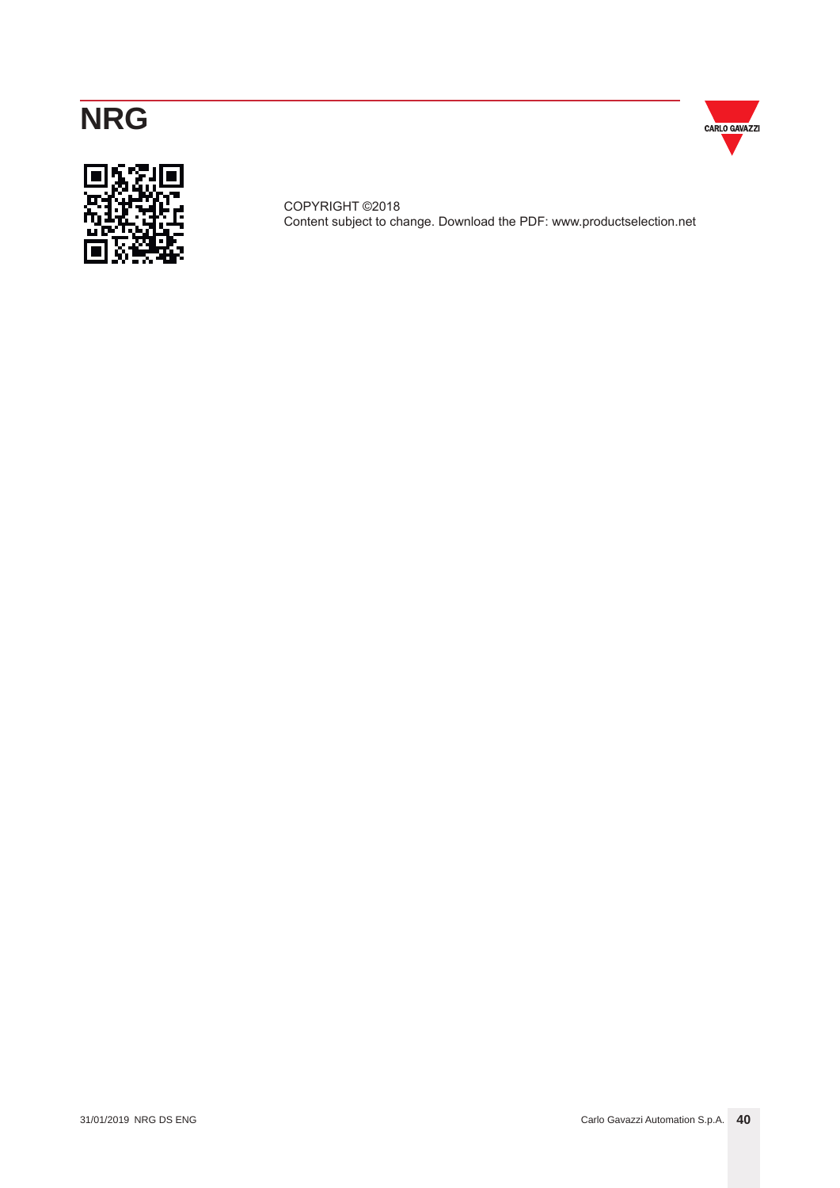COPYRIGHT ©2018
Content subject to change. Download the PDF: www.productselection.net